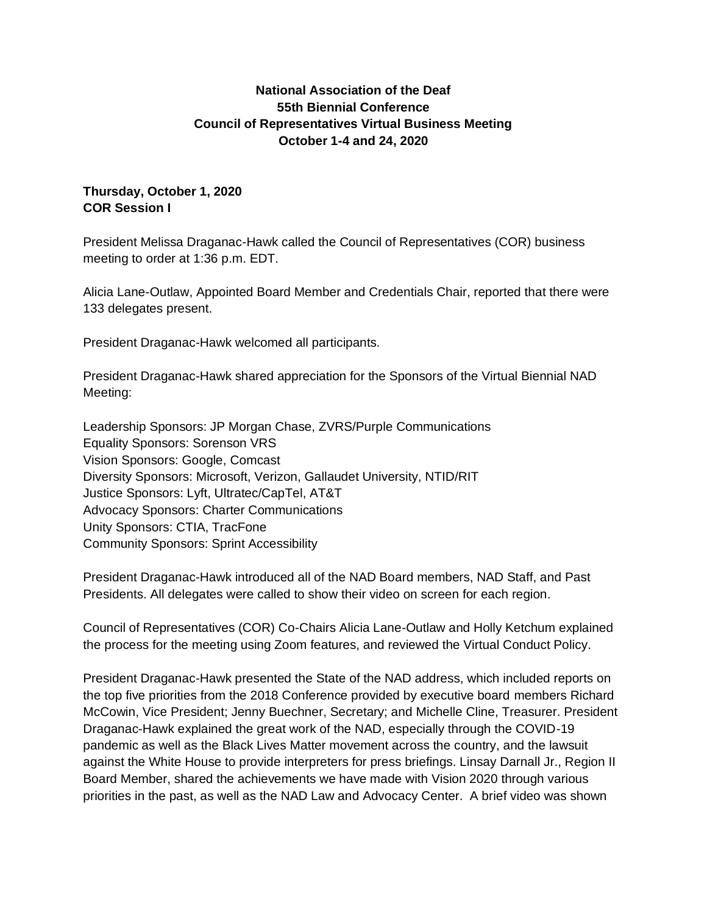# National Association of the Deaf
## 55th Biennial Conference
## Council of Representatives Virtual Business Meeting
## October 1-4 and 24, 2020

**Thursday, October 1, 2020**
**COR Session I**

President Melissa Draganac-Hawk called the Council of Representatives (COR) business meeting to order at 1:36 p.m. EDT.

Alicia Lane-Outlaw, Appointed Board Member and Credentials Chair, reported that there were 133 delegates present.

President Draganac-Hawk welcomed all participants.

President Draganac-Hawk shared appreciation for the Sponsors of the Virtual Biennial NAD Meeting:

Leadership Sponsors: JP Morgan Chase, ZVRS/Purple Communications
Equality Sponsors: Sorenson VRS
Vision Sponsors: Google, Comcast
Diversity Sponsors: Microsoft, Verizon, Gallaudet University, NTID/RIT
Justice Sponsors: Lyft, Ultratec/CapTel, AT&T
Advocacy Sponsors: Charter Communications
Unity Sponsors: CTIA, TracFone
Community Sponsors: Sprint Accessibility

President Draganac-Hawk introduced all of the NAD Board members, NAD Staff, and Past Presidents. All delegates were called to show their video on screen for each region.

Council of Representatives (COR) Co-Chairs Alicia Lane-Outlaw and Holly Ketchum explained the process for the meeting using Zoom features, and reviewed the Virtual Conduct Policy.

President Draganac-Hawk presented the State of the NAD address, which included reports on the top five priorities from the 2018 Conference provided by executive board members Richard McCowin, Vice President; Jenny Buechner, Secretary; and Michelle Cline, Treasurer. President Draganac-Hawk explained the great work of the NAD, especially through the COVID-19 pandemic as well as the Black Lives Matter movement across the country, and the lawsuit against the White House to provide interpreters for press briefings. Linsay Darnall Jr., Region II Board Member, shared the achievements we have made with Vision 2020 through various priorities in the past, as well as the NAD Law and Advocacy Center. A brief video was shown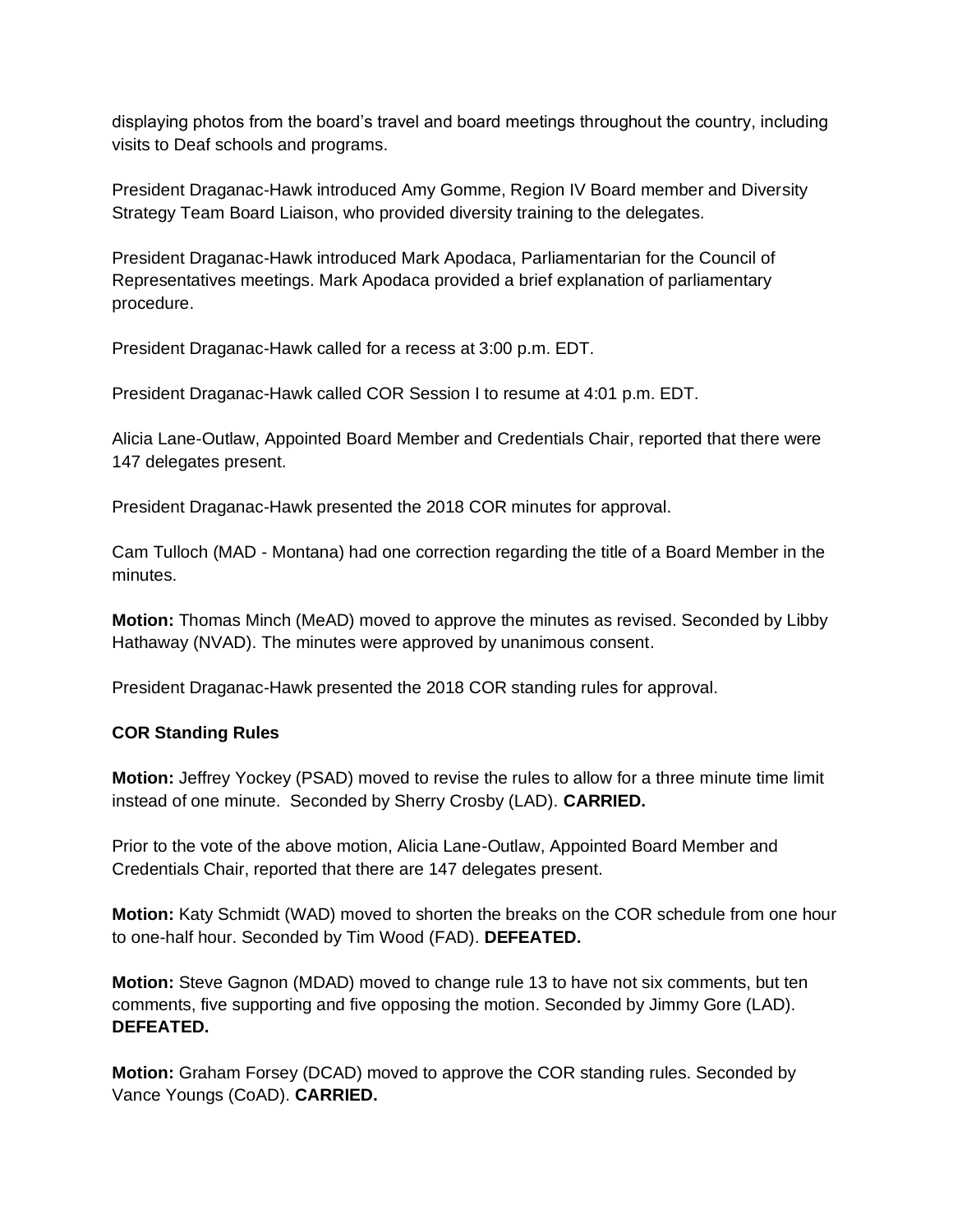displaying photos from the board's travel and board meetings throughout the country, including visits to Deaf schools and programs.

President Draganac-Hawk introduced Amy Gomme, Region IV Board member and Diversity Strategy Team Board Liaison, who provided diversity training to the delegates.

President Draganac-Hawk introduced Mark Apodaca, Parliamentarian for the Council of Representatives meetings. Mark Apodaca provided a brief explanation of parliamentary procedure.

President Draganac-Hawk called for a recess at 3:00 p.m. EDT.

President Draganac-Hawk called COR Session I to resume at 4:01 p.m. EDT.

Alicia Lane-Outlaw, Appointed Board Member and Credentials Chair, reported that there were 147 delegates present.

President Draganac-Hawk presented the 2018 COR minutes for approval.

Cam Tulloch (MAD - Montana) had one correction regarding the title of a Board Member in the minutes.

**Motion:** Thomas Minch (MeAD) moved to approve the minutes as revised. Seconded by Libby Hathaway (NVAD). The minutes were approved by unanimous consent.

President Draganac-Hawk presented the 2018 COR standing rules for approval.

**COR Standing Rules**

**Motion:** Jeffrey Yockey (PSAD) moved to revise the rules to allow for a three minute time limit instead of one minute. Seconded by Sherry Crosby (LAD). **CARRIED.**

Prior to the vote of the above motion, Alicia Lane-Outlaw, Appointed Board Member and Credentials Chair, reported that there are 147 delegates present.

**Motion:** Katy Schmidt (WAD) moved to shorten the breaks on the COR schedule from one hour to one-half hour. Seconded by Tim Wood (FAD). **DEFEATED.**

**Motion:** Steve Gagnon (MDAD) moved to change rule 13 to have not six comments, but ten comments, five supporting and five opposing the motion. Seconded by Jimmy Gore (LAD). **DEFEATED.**

**Motion:** Graham Forsey (DCAD) moved to approve the COR standing rules. Seconded by Vance Youngs (CoAD). **CARRIED.**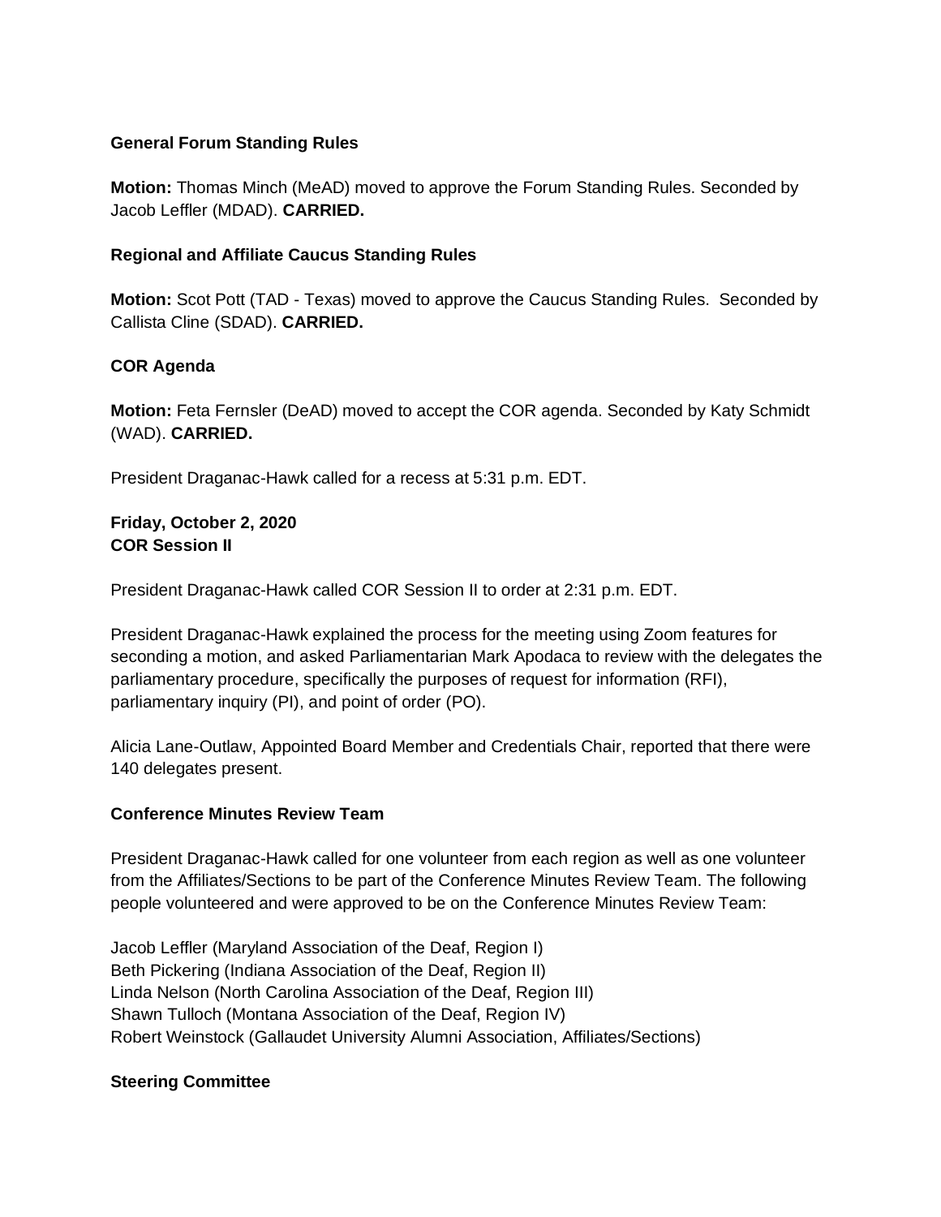**General Forum Standing Rules**

**Motion:** Thomas Minch (MeAD) moved to approve the Forum Standing Rules. Seconded by Jacob Leffler (MDAD). **CARRIED.**

**Regional and Affiliate Caucus Standing Rules**

**Motion:** Scot Pott (TAD - Texas) moved to approve the Caucus Standing Rules. Seconded by Callista Cline (SDAD). **CARRIED.**

**COR Agenda**

**Motion:** Feta Fernsler (DeAD) moved to accept the COR agenda. Seconded by Katy Schmidt (WAD). **CARRIED.**

President Draganac-Hawk called for a recess at 5:31 p.m. EDT.

**Friday, October 2, 2020**
**COR Session II**

President Draganac-Hawk called COR Session II to order at 2:31 p.m. EDT.

President Draganac-Hawk explained the process for the meeting using Zoom features for seconding a motion, and asked Parliamentarian Mark Apodaca to review with the delegates the parliamentary procedure, specifically the purposes of request for information (RFI), parliamentary inquiry (PI), and point of order (PO).

Alicia Lane-Outlaw, Appointed Board Member and Credentials Chair, reported that there were 140 delegates present.

**Conference Minutes Review Team**

President Draganac-Hawk called for one volunteer from each region as well as one volunteer from the Affiliates/Sections to be part of the Conference Minutes Review Team. The following people volunteered and were approved to be on the Conference Minutes Review Team:

Jacob Leffler (Maryland Association of the Deaf, Region I)
Beth Pickering (Indiana Association of the Deaf, Region II)
Linda Nelson (North Carolina Association of the Deaf, Region III)
Shawn Tulloch (Montana Association of the Deaf, Region IV)
Robert Weinstock (Gallaudet University Alumni Association, Affiliates/Sections)

**Steering Committee**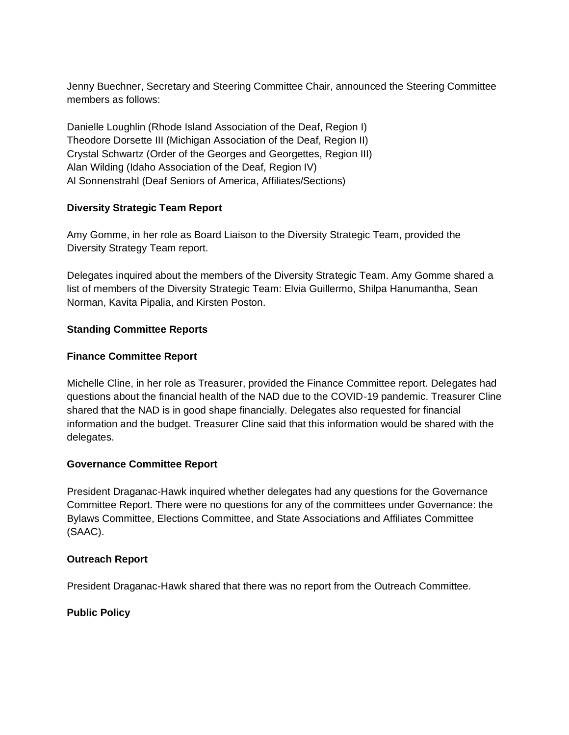Jenny Buechner, Secretary and Steering Committee Chair, announced the Steering Committee members as follows:

Danielle Loughlin (Rhode Island Association of the Deaf, Region I)
Theodore Dorsette III (Michigan Association of the Deaf, Region II)
Crystal Schwartz (Order of the Georges and Georgettes, Region III)
Alan Wilding (Idaho Association of the Deaf, Region IV)
Al Sonnenstrahl (Deaf Seniors of America, Affiliates/Sections)

**Diversity Strategic Team Report**

Amy Gomme, in her role as Board Liaison to the Diversity Strategic Team, provided the Diversity Strategy Team report.

Delegates inquired about the members of the Diversity Strategic Team. Amy Gomme shared a list of members of the Diversity Strategic Team: Elvia Guillermo, Shilpa Hanumantha, Sean Norman, Kavita Pipalia, and Kirsten Poston.

**Standing Committee Reports**

**Finance Committee Report**

Michelle Cline, in her role as Treasurer, provided the Finance Committee report. Delegates had questions about the financial health of the NAD due to the COVID-19 pandemic. Treasurer Cline shared that the NAD is in good shape financially. Delegates also requested for financial information and the budget. Treasurer Cline said that this information would be shared with the delegates.

**Governance Committee Report**

President Draganac-Hawk inquired whether delegates had any questions for the Governance Committee Report. There were no questions for any of the committees under Governance: the Bylaws Committee, Elections Committee, and State Associations and Affiliates Committee (SAAC).

**Outreach Report**

President Draganac-Hawk shared that there was no report from the Outreach Committee.

**Public Policy**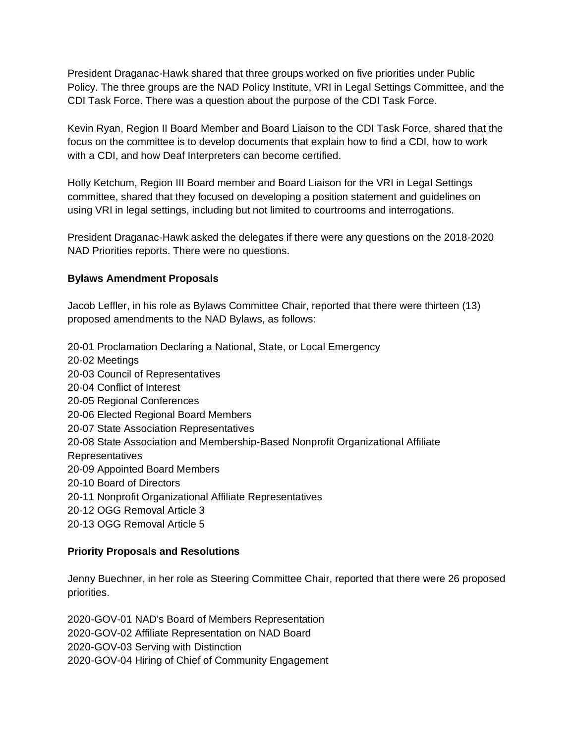President Draganac-Hawk shared that three groups worked on five priorities under Public Policy. The three groups are the NAD Policy Institute, VRI in Legal Settings Committee, and the CDI Task Force. There was a question about the purpose of the CDI Task Force.

Kevin Ryan, Region II Board Member and Board Liaison to the CDI Task Force, shared that the focus on the committee is to develop documents that explain how to find a CDI, how to work with a CDI, and how Deaf Interpreters can become certified.

Holly Ketchum, Region III Board member and Board Liaison for the VRI in Legal Settings committee, shared that they focused on developing a position statement and guidelines on using VRI in legal settings, including but not limited to courtrooms and interrogations.

President Draganac-Hawk asked the delegates if there were any questions on the 2018-2020 NAD Priorities reports. There were no questions.

**Bylaws Amendment Proposals**

Jacob Leffler, in his role as Bylaws Committee Chair, reported that there were thirteen (13) proposed amendments to the NAD Bylaws, as follows:

20-01 Proclamation Declaring a National, State, or Local Emergency
20-02 Meetings
20-03 Council of Representatives
20-04 Conflict of Interest
20-05 Regional Conferences
20-06 Elected Regional Board Members
20-07 State Association Representatives
20-08 State Association and Membership-Based Nonprofit Organizational Affiliate Representatives
20-09 Appointed Board Members
20-10 Board of Directors
20-11 Nonprofit Organizational Affiliate Representatives
20-12 OGG Removal Article 3
20-13 OGG Removal Article 5

**Priority Proposals and Resolutions**

Jenny Buechner, in her role as Steering Committee Chair, reported that there were 26 proposed priorities.

2020-GOV-01 NAD's Board of Members Representation
2020-GOV-02 Affiliate Representation on NAD Board
2020-GOV-03 Serving with Distinction
2020-GOV-04 Hiring of Chief of Community Engagement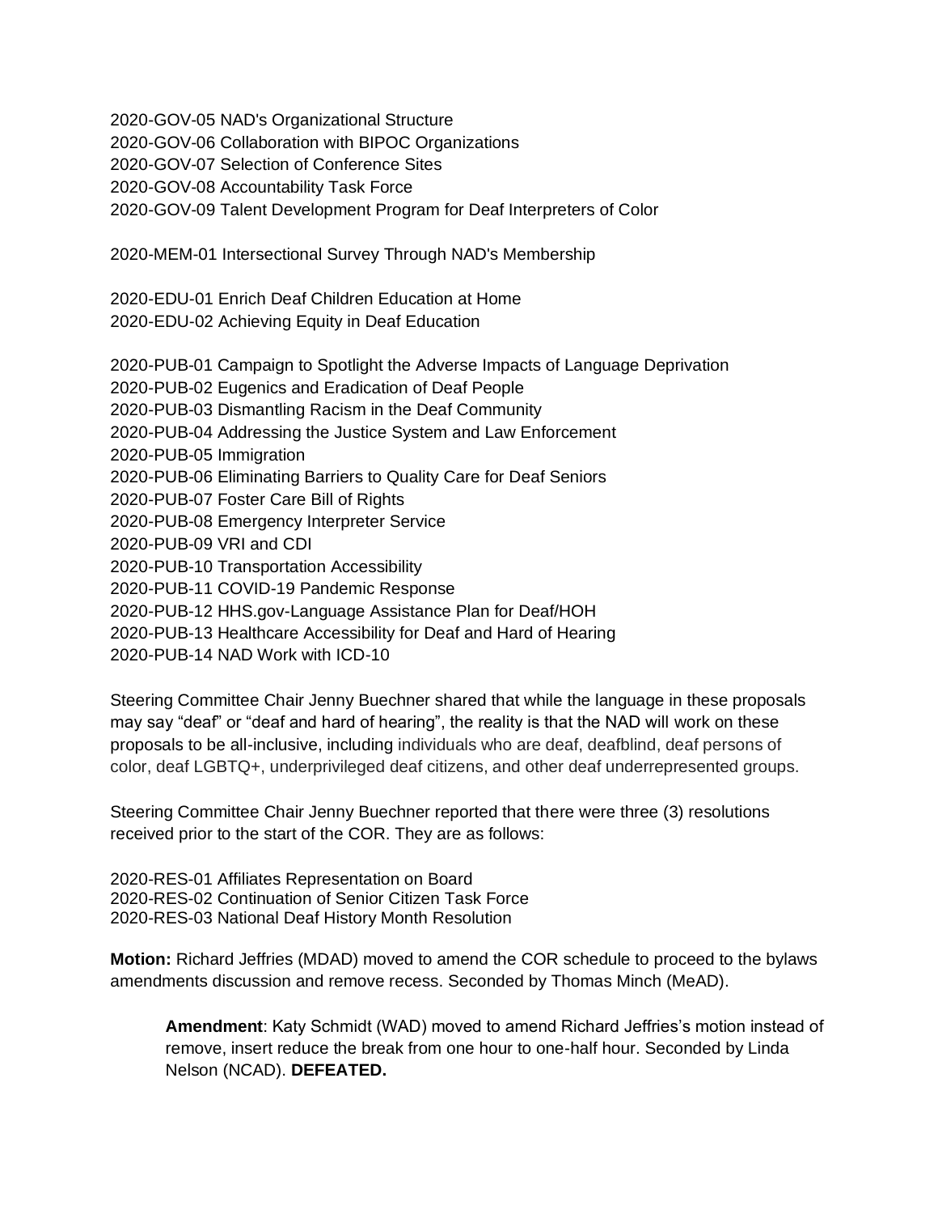2020-GOV-05 NAD's Organizational Structure
2020-GOV-06 Collaboration with BIPOC Organizations
2020-GOV-07 Selection of Conference Sites
2020-GOV-08 Accountability Task Force
2020-GOV-09 Talent Development Program for Deaf Interpreters of Color

2020-MEM-01 Intersectional Survey Through NAD's Membership

2020-EDU-01 Enrich Deaf Children Education at Home
2020-EDU-02 Achieving Equity in Deaf Education

2020-PUB-01 Campaign to Spotlight the Adverse Impacts of Language Deprivation
2020-PUB-02 Eugenics and Eradication of Deaf People
2020-PUB-03 Dismantling Racism in the Deaf Community
2020-PUB-04 Addressing the Justice System and Law Enforcement
2020-PUB-05 Immigration
2020-PUB-06 Eliminating Barriers to Quality Care for Deaf Seniors
2020-PUB-07 Foster Care Bill of Rights
2020-PUB-08 Emergency Interpreter Service
2020-PUB-09 VRI and CDI
2020-PUB-10 Transportation Accessibility
2020-PUB-11 COVID-19 Pandemic Response
2020-PUB-12 HHS.gov-Language Assistance Plan for Deaf/HOH
2020-PUB-13 Healthcare Accessibility for Deaf and Hard of Hearing
2020-PUB-14 NAD Work with ICD-10

Steering Committee Chair Jenny Buechner shared that while the language in these proposals may say "deaf" or "deaf and hard of hearing", the reality is that the NAD will work on these proposals to be all-inclusive, including individuals who are deaf, deafblind, deaf persons of color, deaf LGBTQ+, underprivileged deaf citizens, and other deaf underrepresented groups.

Steering Committee Chair Jenny Buechner reported that there were three (3) resolutions received prior to the start of the COR. They are as follows:

2020-RES-01 Affiliates Representation on Board
2020-RES-02 Continuation of Senior Citizen Task Force
2020-RES-03 National Deaf History Month Resolution

**Motion:** Richard Jeffries (MDAD) moved to amend the COR schedule to proceed to the bylaws amendments discussion and remove recess. Seconded by Thomas Minch (MeAD).

> **Amendment**: Katy Schmidt (WAD) moved to amend Richard Jeffries's motion instead of remove, insert reduce the break from one hour to one-half hour. Seconded by Linda Nelson (NCAD). **DEFEATED.**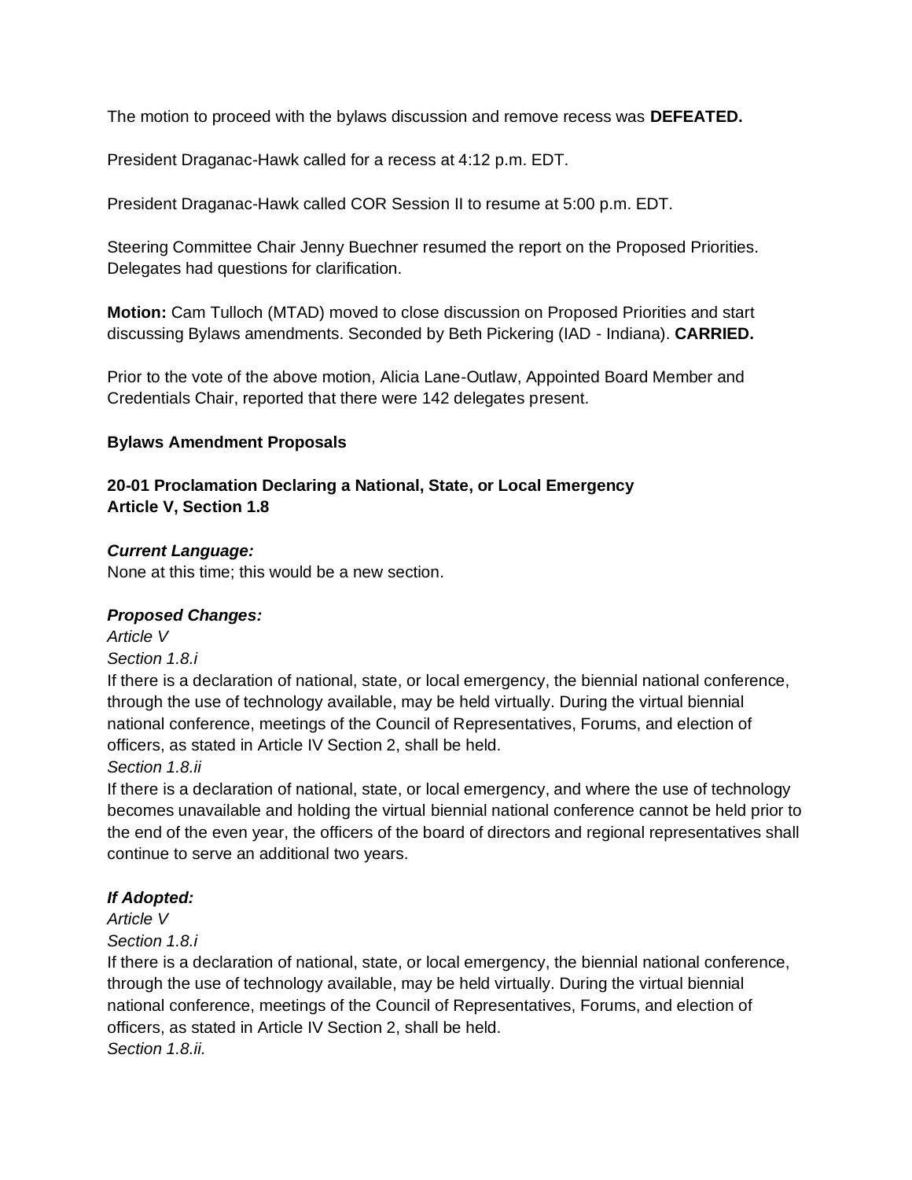The motion to proceed with the bylaws discussion and remove recess was **DEFEATED.**

President Draganac-Hawk called for a recess at 4:12 p.m. EDT.

President Draganac-Hawk called COR Session II to resume at 5:00 p.m. EDT.

Steering Committee Chair Jenny Buechner resumed the report on the Proposed Priorities. Delegates had questions for clarification.

**Motion:** Cam Tulloch (MTAD) moved to close discussion on Proposed Priorities and start discussing Bylaws amendments. Seconded by Beth Pickering (IAD - Indiana). **CARRIED.**

Prior to the vote of the above motion, Alicia Lane-Outlaw, Appointed Board Member and Credentials Chair, reported that there were 142 delegates present.

**Bylaws Amendment Proposals**

**20-01 Proclamation Declaring a National, State, or Local Emergency**
**Article V, Section 1.8**

***Current Language:***
None at this time; this would be a new section.

***Proposed Changes:***
*Article V*
*Section 1.8.i*
If there is a declaration of national, state, or local emergency, the biennial national conference, through the use of technology available, may be held virtually. During the virtual biennial national conference, meetings of the Council of Representatives, Forums, and election of officers, as stated in Article IV Section 2, shall be held.
*Section 1.8.ii*
If there is a declaration of national, state, or local emergency, and where the use of technology becomes unavailable and holding the virtual biennial national conference cannot be held prior to the end of the even year, the officers of the board of directors and regional representatives shall continue to serve an additional two years.

***If Adopted:***
*Article V*
*Section 1.8.i*
If there is a declaration of national, state, or local emergency, the biennial national conference, through the use of technology available, may be held virtually. During the virtual biennial national conference, meetings of the Council of Representatives, Forums, and election of officers, as stated in Article IV Section 2, shall be held.
*Section 1.8.ii.*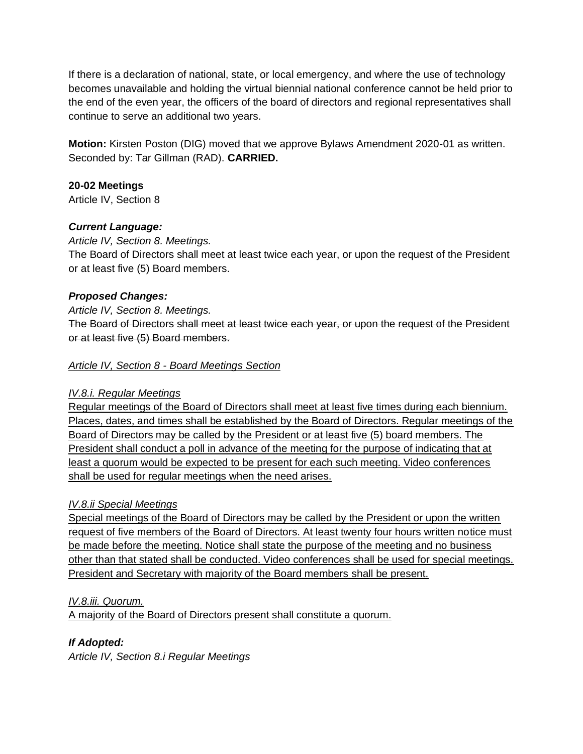If there is a declaration of national, state, or local emergency, and where the use of technology becomes unavailable and holding the virtual biennial national conference cannot be held prior to the end of the even year, the officers of the board of directors and regional representatives shall continue to serve an additional two years.

**Motion:** Kirsten Poston (DIG) moved that we approve Bylaws Amendment 2020-01 as written. Seconded by: Tar Gillman (RAD). **CARRIED.**

**20-02 Meetings**
Article IV, Section 8

***Current Language:***
*Article IV, Section 8. Meetings.*
The Board of Directors shall meet at least twice each year, or upon the request of the President or at least five (5) Board members.

***Proposed Changes:***
*Article IV, Section 8. Meetings.*
~~The Board of Directors shall meet at least twice each year, or upon the request of the President or at least five (5) Board members.~~

<u>*Article IV, Section 8 - Board Meetings Section*</u>

<u>*IV.8.i. Regular Meetings*</u>
<u>Regular meetings of the Board of Directors shall meet at least five times during each biennium. Places, dates, and times shall be established by the Board of Directors. Regular meetings of the Board of Directors may be called by the President or at least five (5) board members. The President shall conduct a poll in advance of the meeting for the purpose of indicating that at least a quorum would be expected to be present for each such meeting. Video conferences shall be used for regular meetings when the need arises.</u>

<u>*IV.8.ii Special Meetings*</u>
<u>Special meetings of the Board of Directors may be called by the President or upon the written request of five members of the Board of Directors. At least twenty four hours written notice must be made before the meeting. Notice shall state the purpose of the meeting and no business other than that stated shall be conducted. Video conferences shall be used for special meetings. President and Secretary with majority of the Board members shall be present.</u>

<u>*IV.8.iii. Quorum.*</u>
<u>A majority of the Board of Directors present shall constitute a quorum.</u>

***If Adopted:***
*Article IV, Section 8.i Regular Meetings*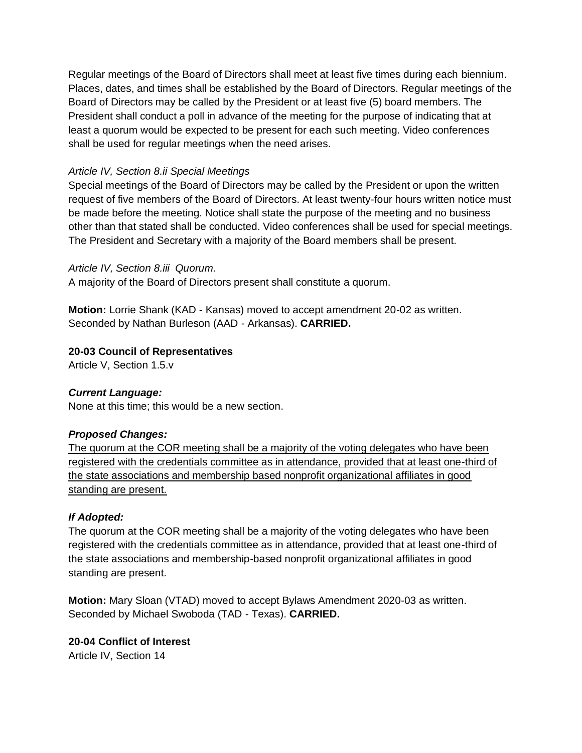Regular meetings of the Board of Directors shall meet at least five times during each biennium. Places, dates, and times shall be established by the Board of Directors. Regular meetings of the Board of Directors may be called by the President or at least five (5) board members. The President shall conduct a poll in advance of the meeting for the purpose of indicating that at least a quorum would be expected to be present for each such meeting. Video conferences shall be used for regular meetings when the need arises.

*Article IV, Section 8.ii Special Meetings*

Special meetings of the Board of Directors may be called by the President or upon the written request of five members of the Board of Directors. At least twenty-four hours written notice must be made before the meeting. Notice shall state the purpose of the meeting and no business other than that stated shall be conducted. Video conferences shall be used for special meetings. The President and Secretary with a majority of the Board members shall be present.

*Article IV, Section 8.iii Quorum.*

A majority of the Board of Directors present shall constitute a quorum.

**Motion:** Lorrie Shank (KAD - Kansas) moved to accept amendment 20-02 as written. Seconded by Nathan Burleson (AAD - Arkansas). **CARRIED.**

**20-03 Council of Representatives**

Article V, Section 1.5.v

***Current Language:***

None at this time; this would be a new section.

***Proposed Changes:***

<u>The quorum at the COR meeting shall be a majority of the voting delegates who have been registered with the credentials committee as in attendance, provided that at least one-third of the state associations and membership based nonprofit organizational affiliates in good standing are present.</u>

***If Adopted:***

The quorum at the COR meeting shall be a majority of the voting delegates who have been registered with the credentials committee as in attendance, provided that at least one-third of the state associations and membership-based nonprofit organizational affiliates in good standing are present.

**Motion:** Mary Sloan (VTAD) moved to accept Bylaws Amendment 2020-03 as written. Seconded by Michael Swoboda (TAD - Texas). **CARRIED.**

**20-04 Conflict of Interest**

Article IV, Section 14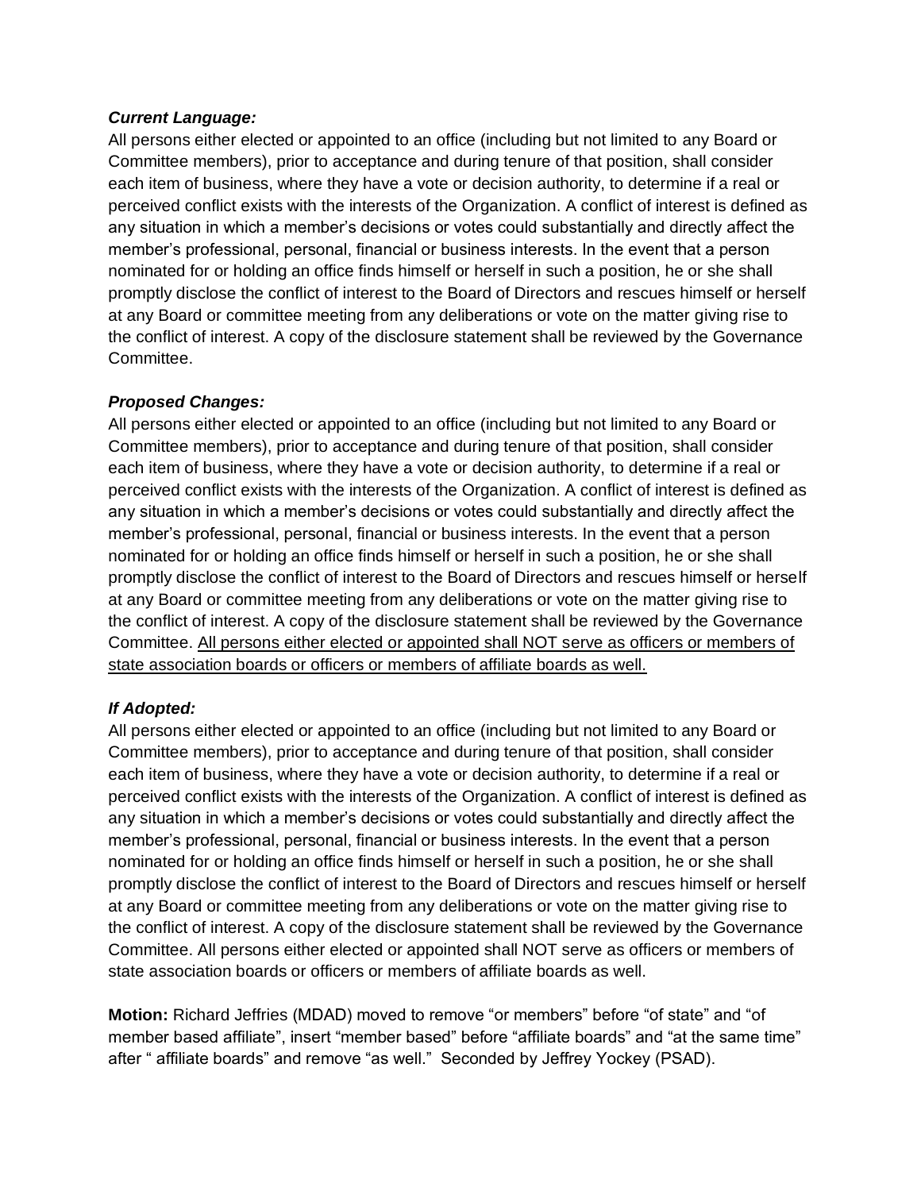***Current Language:***
All persons either elected or appointed to an office (including but not limited to any Board or Committee members), prior to acceptance and during tenure of that position, shall consider each item of business, where they have a vote or decision authority, to determine if a real or perceived conflict exists with the interests of the Organization. A conflict of interest is defined as any situation in which a member's decisions or votes could substantially and directly affect the member's professional, personal, financial or business interests. In the event that a person nominated for or holding an office finds himself or herself in such a position, he or she shall promptly disclose the conflict of interest to the Board of Directors and rescues himself or herself at any Board or committee meeting from any deliberations or vote on the matter giving rise to the conflict of interest. A copy of the disclosure statement shall be reviewed by the Governance Committee.

***Proposed Changes:***
All persons either elected or appointed to an office (including but not limited to any Board or Committee members), prior to acceptance and during tenure of that position, shall consider each item of business, where they have a vote or decision authority, to determine if a real or perceived conflict exists with the interests of the Organization. A conflict of interest is defined as any situation in which a member's decisions or votes could substantially and directly affect the member's professional, personal, financial or business interests. In the event that a person nominated for or holding an office finds himself or herself in such a position, he or she shall promptly disclose the conflict of interest to the Board of Directors and rescues himself or herself at any Board or committee meeting from any deliberations or vote on the matter giving rise to the conflict of interest. A copy of the disclosure statement shall be reviewed by the Governance Committee. <u>All persons either elected or appointed shall NOT serve as officers or members of state association boards or officers or members of affiliate boards as well.</u>

***If Adopted:***
All persons either elected or appointed to an office (including but not limited to any Board or Committee members), prior to acceptance and during tenure of that position, shall consider each item of business, where they have a vote or decision authority, to determine if a real or perceived conflict exists with the interests of the Organization. A conflict of interest is defined as any situation in which a member's decisions or votes could substantially and directly affect the member's professional, personal, financial or business interests. In the event that a person nominated for or holding an office finds himself or herself in such a position, he or she shall promptly disclose the conflict of interest to the Board of Directors and rescues himself or herself at any Board or committee meeting from any deliberations or vote on the matter giving rise to the conflict of interest. A copy of the disclosure statement shall be reviewed by the Governance Committee. All persons either elected or appointed shall NOT serve as officers or members of state association boards or officers or members of affiliate boards as well.

**Motion:** Richard Jeffries (MDAD) moved to remove "or members" before "of state" and "of member based affiliate", insert "member based" before "affiliate boards" and "at the same time" after " affiliate boards" and remove "as well." Seconded by Jeffrey Yockey (PSAD).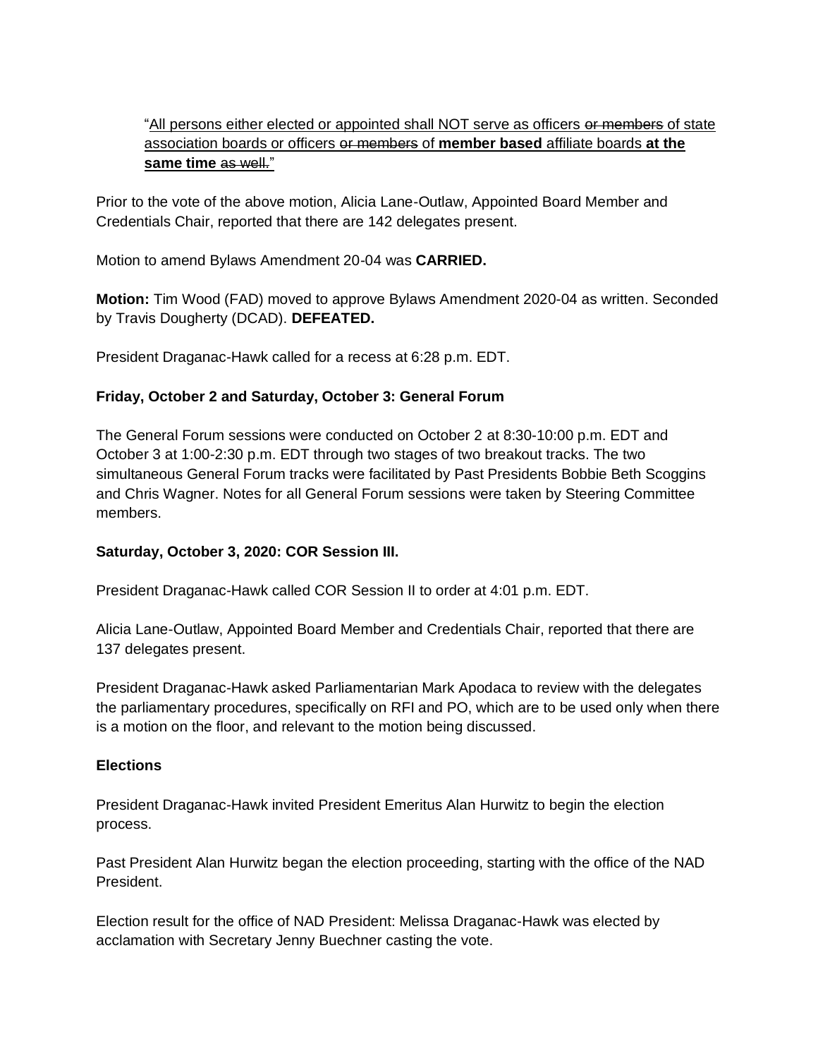"<u>All persons either elected or appointed shall NOT serve as officers</u> ~~or members~~ <u>of state association boards or officers</u> ~~or members~~ <u>of **member based** affiliate boards **at the same time**</u> ~~as well.~~"

Prior to the vote of the above motion, Alicia Lane-Outlaw, Appointed Board Member and Credentials Chair, reported that there are 142 delegates present.

Motion to amend Bylaws Amendment 20-04 was **CARRIED.**

**Motion:** Tim Wood (FAD) moved to approve Bylaws Amendment 2020-04 as written. Seconded by Travis Dougherty (DCAD). **DEFEATED.**

President Draganac-Hawk called for a recess at 6:28 p.m. EDT.

**Friday, October 2 and Saturday, October 3: General Forum**

The General Forum sessions were conducted on October 2 at 8:30-10:00 p.m. EDT and October 3 at 1:00-2:30 p.m. EDT through two stages of two breakout tracks. The two simultaneous General Forum tracks were facilitated by Past Presidents Bobbie Beth Scoggins and Chris Wagner. Notes for all General Forum sessions were taken by Steering Committee members.

**Saturday, October 3, 2020: COR Session III.**

President Draganac-Hawk called COR Session II to order at 4:01 p.m. EDT.

Alicia Lane-Outlaw, Appointed Board Member and Credentials Chair, reported that there are 137 delegates present.

President Draganac-Hawk asked Parliamentarian Mark Apodaca to review with the delegates the parliamentary procedures, specifically on RFI and PO, which are to be used only when there is a motion on the floor, and relevant to the motion being discussed.

**Elections**

President Draganac-Hawk invited President Emeritus Alan Hurwitz to begin the election process.

Past President Alan Hurwitz began the election proceeding, starting with the office of the NAD President.

Election result for the office of NAD President: Melissa Draganac-Hawk was elected by acclamation with Secretary Jenny Buechner casting the vote.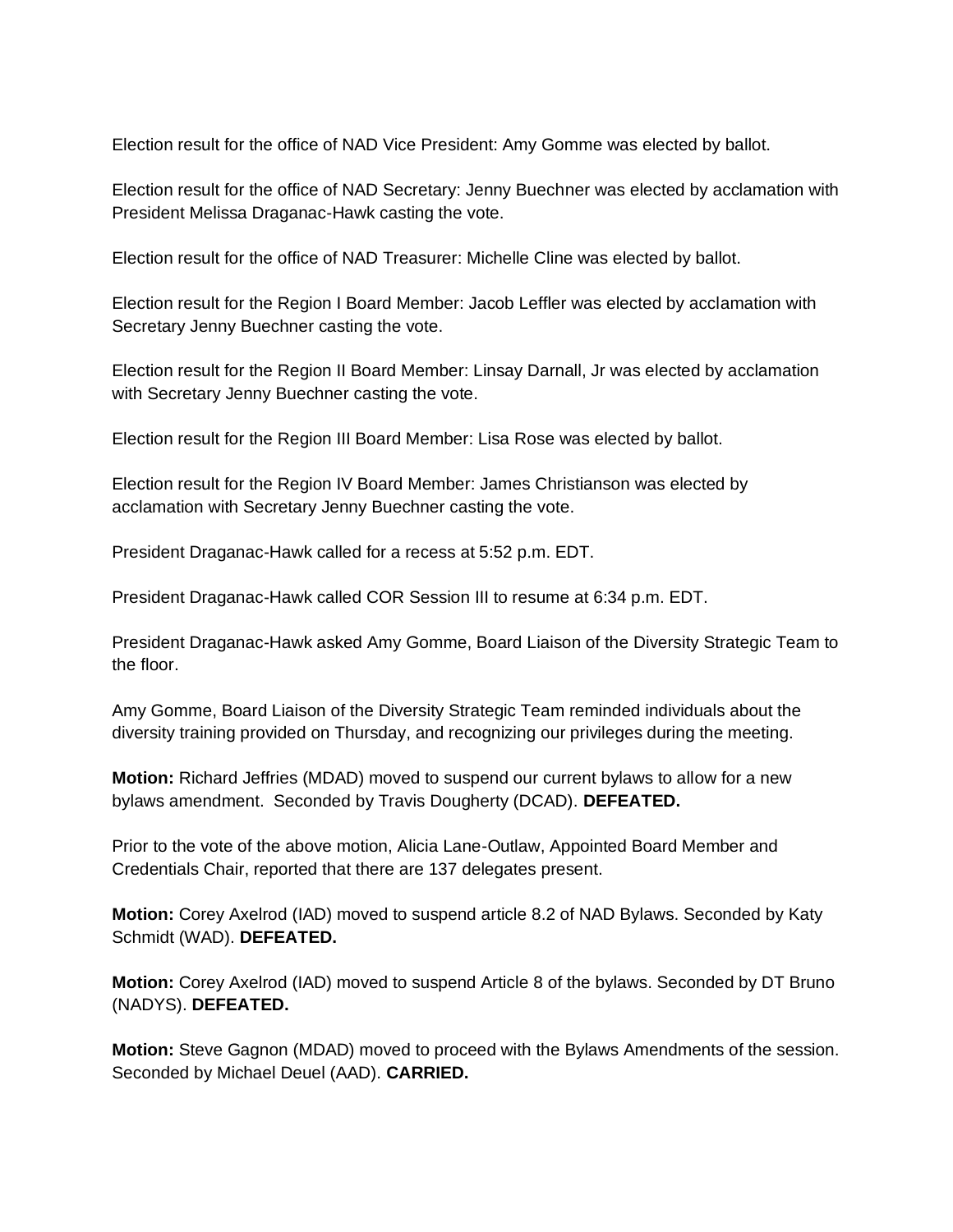Election result for the office of NAD Vice President: Amy Gomme was elected by ballot.

Election result for the office of NAD Secretary: Jenny Buechner was elected by acclamation with President Melissa Draganac-Hawk casting the vote.

Election result for the office of NAD Treasurer: Michelle Cline was elected by ballot.

Election result for the Region I Board Member: Jacob Leffler was elected by acclamation with Secretary Jenny Buechner casting the vote.

Election result for the Region II Board Member: Linsay Darnall, Jr was elected by acclamation with Secretary Jenny Buechner casting the vote.

Election result for the Region III Board Member: Lisa Rose was elected by ballot.

Election result for the Region IV Board Member: James Christianson was elected by acclamation with Secretary Jenny Buechner casting the vote.

President Draganac-Hawk called for a recess at 5:52 p.m. EDT.

President Draganac-Hawk called COR Session III to resume at 6:34 p.m. EDT.

President Draganac-Hawk asked Amy Gomme, Board Liaison of the Diversity Strategic Team to the floor.

Amy Gomme, Board Liaison of the Diversity Strategic Team reminded individuals about the diversity training provided on Thursday, and recognizing our privileges during the meeting.

**Motion:** Richard Jeffries (MDAD) moved to suspend our current bylaws to allow for a new bylaws amendment. Seconded by Travis Dougherty (DCAD). **DEFEATED.**

Prior to the vote of the above motion, Alicia Lane-Outlaw, Appointed Board Member and Credentials Chair, reported that there are 137 delegates present.

**Motion:** Corey Axelrod (IAD) moved to suspend article 8.2 of NAD Bylaws. Seconded by Katy Schmidt (WAD). **DEFEATED.**

**Motion:** Corey Axelrod (IAD) moved to suspend Article 8 of the bylaws. Seconded by DT Bruno (NADYS). **DEFEATED.**

**Motion:** Steve Gagnon (MDAD) moved to proceed with the Bylaws Amendments of the session. Seconded by Michael Deuel (AAD). **CARRIED.**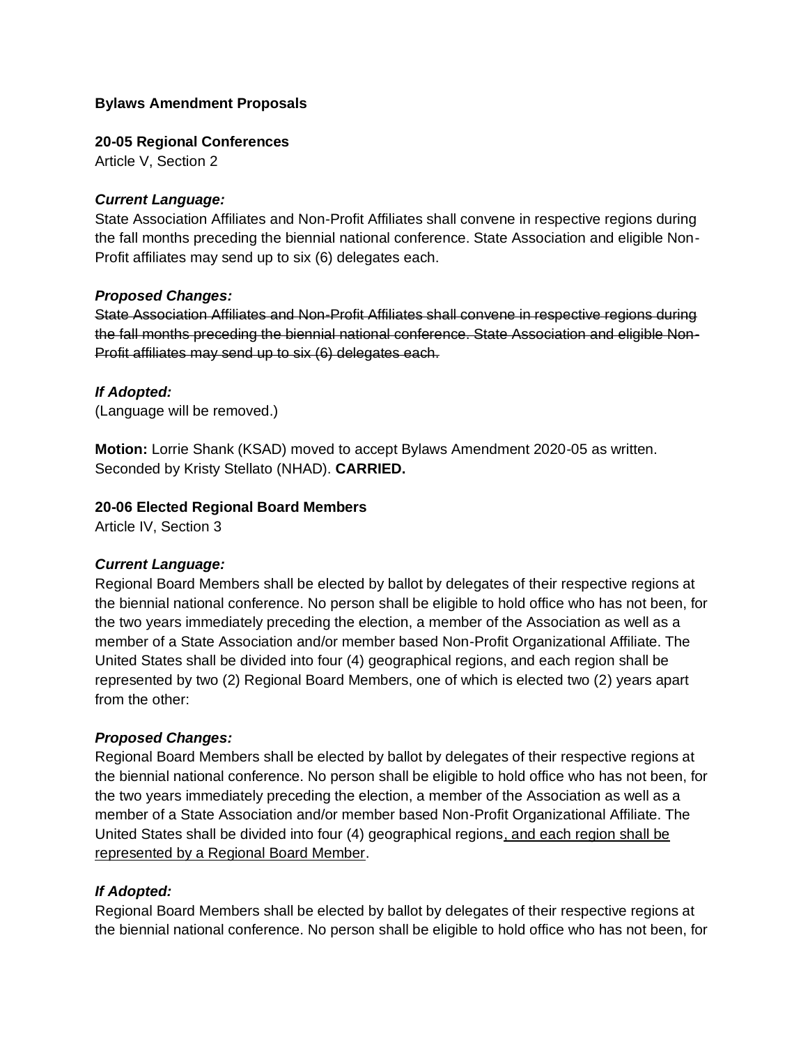**Bylaws Amendment Proposals**

**20-05 Regional Conferences**
Article V, Section 2

***Current Language:***
State Association Affiliates and Non-Profit Affiliates shall convene in respective regions during the fall months preceding the biennial national conference. State Association and eligible Non-Profit affiliates may send up to six (6) delegates each.

***Proposed Changes:***
~~State Association Affiliates and Non-Profit Affiliates shall convene in respective regions during the fall months preceding the biennial national conference. State Association and eligible Non-Profit affiliates may send up to six (6) delegates each.~~

***If Adopted:***
(Language will be removed.)

**Motion:** Lorrie Shank (KSAD) moved to accept Bylaws Amendment 2020-05 as written. Seconded by Kristy Stellato (NHAD). **CARRIED.**

**20-06 Elected Regional Board Members**
Article IV, Section 3

***Current Language:***
Regional Board Members shall be elected by ballot by delegates of their respective regions at the biennial national conference. No person shall be eligible to hold office who has not been, for the two years immediately preceding the election, a member of the Association as well as a member of a State Association and/or member based Non-Profit Organizational Affiliate. The United States shall be divided into four (4) geographical regions, and each region shall be represented by two (2) Regional Board Members, one of which is elected two (2) years apart from the other:

***Proposed Changes:***
Regional Board Members shall be elected by ballot by delegates of their respective regions at the biennial national conference. No person shall be eligible to hold office who has not been, for the two years immediately preceding the election, a member of the Association as well as a member of a State Association and/or member based Non-Profit Organizational Affiliate. The United States shall be divided into four (4) geographical regions<u>, and each region shall be represented by a Regional Board Member</u>.

***If Adopted:***
Regional Board Members shall be elected by ballot by delegates of their respective regions at the biennial national conference. No person shall be eligible to hold office who has not been, for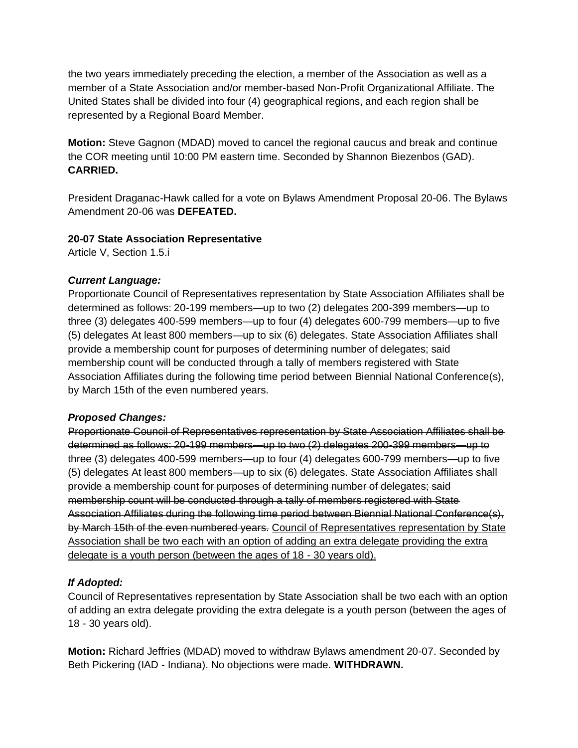the two years immediately preceding the election, a member of the Association as well as a member of a State Association and/or member-based Non-Profit Organizational Affiliate. The United States shall be divided into four (4) geographical regions, and each region shall be represented by a Regional Board Member.

**Motion:** Steve Gagnon (MDAD) moved to cancel the regional caucus and break and continue the COR meeting until 10:00 PM eastern time. Seconded by Shannon Biezenbos (GAD). **CARRIED.**

President Draganac-Hawk called for a vote on Bylaws Amendment Proposal 20-06. The Bylaws Amendment 20-06 was **DEFEATED.**

**20-07 State Association Representative**
Article V, Section 1.5.i

***Current Language:***
Proportionate Council of Representatives representation by State Association Affiliates shall be determined as follows: 20-199 members—up to two (2) delegates 200-399 members—up to three (3) delegates 400-599 members—up to four (4) delegates 600-799 members—up to five (5) delegates At least 800 members—up to six (6) delegates. State Association Affiliates shall provide a membership count for purposes of determining number of delegates; said membership count will be conducted through a tally of members registered with State Association Affiliates during the following time period between Biennial National Conference(s), by March 15th of the even numbered years.

***Proposed Changes:***
~~Proportionate Council of Representatives representation by State Association Affiliates shall be determined as follows: 20-199 members—up to two (2) delegates 200-399 members—up to three (3) delegates 400-599 members—up to four (4) delegates 600-799 members—up to five (5) delegates At least 800 members—up to six (6) delegates. State Association Affiliates shall provide a membership count for purposes of determining number of delegates; said membership count will be conducted through a tally of members registered with State Association Affiliates during the following time period between Biennial National Conference(s), by March 15th of the even numbered years.~~ <u>Council of Representatives representation by State Association shall be two each with an option of adding an extra delegate providing the extra delegate is a youth person (between the ages of 18 - 30 years old).</u>

***If Adopted:***
Council of Representatives representation by State Association shall be two each with an option of adding an extra delegate providing the extra delegate is a youth person (between the ages of 18 - 30 years old).

**Motion:** Richard Jeffries (MDAD) moved to withdraw Bylaws amendment 20-07. Seconded by Beth Pickering (IAD - Indiana). No objections were made. **WITHDRAWN.**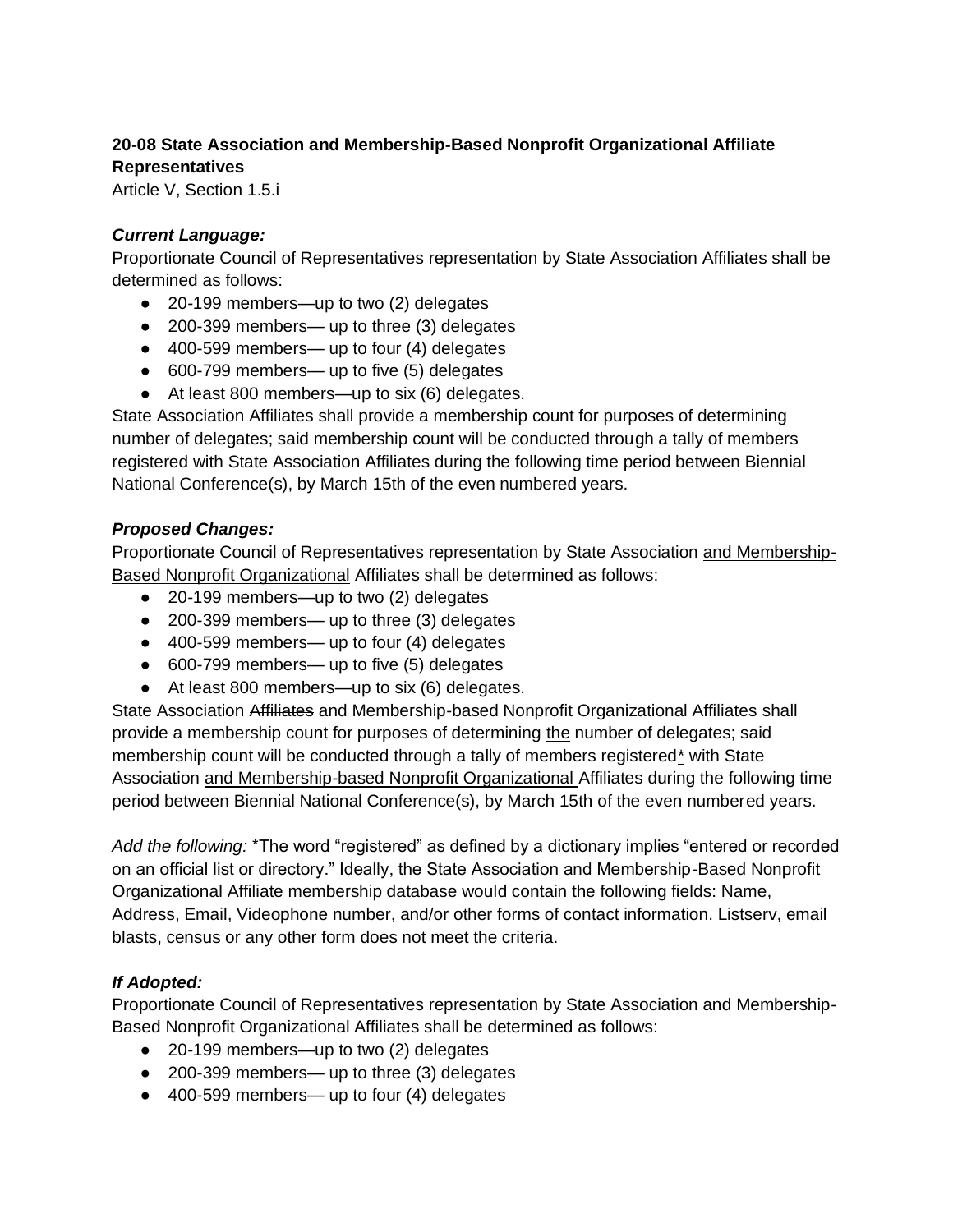**20-08 State Association and Membership-Based Nonprofit Organizational Affiliate Representatives**
Article V, Section 1.5.i

***Current Language:***
Proportionate Council of Representatives representation by State Association Affiliates shall be determined as follows:

- 20-199 members—up to two (2) delegates
- 200-399 members— up to three (3) delegates
- 400-599 members— up to four (4) delegates
- 600-799 members— up to five (5) delegates
- At least 800 members—up to six (6) delegates.

State Association Affiliates shall provide a membership count for purposes of determining number of delegates; said membership count will be conducted through a tally of members registered with State Association Affiliates during the following time period between Biennial National Conference(s), by March 15th of the even numbered years.

***Proposed Changes:***
Proportionate Council of Representatives representation by State Association <u>and Membership-Based Nonprofit Organizational</u> Affiliates shall be determined as follows:

- 20-199 members—up to two (2) delegates
- 200-399 members— up to three (3) delegates
- 400-599 members— up to four (4) delegates
- 600-799 members— up to five (5) delegates
- At least 800 members—up to six (6) delegates.

State Association ~~Affiliates~~ <u>and Membership-based Nonprofit Organizational Affiliates</u> shall provide a membership count for purposes of determining <u>the</u> number of delegates; said membership count will be conducted through a tally of members registered<u>*</u> with State Association <u>and Membership-based Nonprofit Organizational</u> Affiliates during the following time period between Biennial National Conference(s), by March 15th of the even numbered years.

*Add the following:* *The word "registered" as defined by a dictionary implies "entered or recorded on an official list or directory." Ideally, the State Association and Membership-Based Nonprofit Organizational Affiliate membership database would contain the following fields: Name, Address, Email, Videophone number, and/or other forms of contact information. Listserv, email blasts, census or any other form does not meet the criteria.

***If Adopted:***
Proportionate Council of Representatives representation by State Association and Membership-Based Nonprofit Organizational Affiliates shall be determined as follows:

- 20-199 members—up to two (2) delegates
- 200-399 members— up to three (3) delegates
- 400-599 members— up to four (4) delegates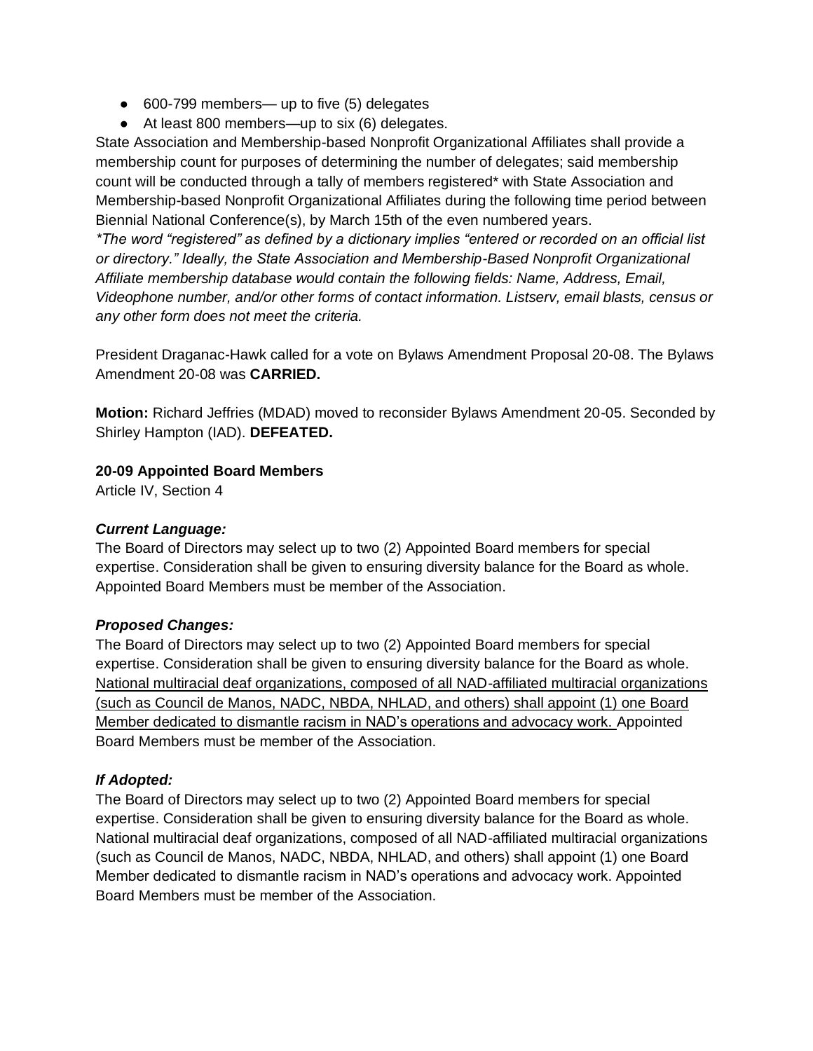- 600-799 members— up to five (5) delegates
- At least 800 members—up to six (6) delegates.

State Association and Membership-based Nonprofit Organizational Affiliates shall provide a membership count for purposes of determining the number of delegates; said membership count will be conducted through a tally of members registered* with State Association and Membership-based Nonprofit Organizational Affiliates during the following time period between Biennial National Conference(s), by March 15th of the even numbered years.

*\*The word "registered" as defined by a dictionary implies "entered or recorded on an official list or directory." Ideally, the State Association and Membership-Based Nonprofit Organizational Affiliate membership database would contain the following fields: Name, Address, Email, Videophone number, and/or other forms of contact information. Listserv, email blasts, census or any other form does not meet the criteria.*

President Draganac-Hawk called for a vote on Bylaws Amendment Proposal 20-08. The Bylaws Amendment 20-08 was **CARRIED.**

**Motion:** Richard Jeffries (MDAD) moved to reconsider Bylaws Amendment 20-05. Seconded by Shirley Hampton (IAD). **DEFEATED.**

**20-09 Appointed Board Members**

Article IV, Section 4

***Current Language:***

The Board of Directors may select up to two (2) Appointed Board members for special expertise. Consideration shall be given to ensuring diversity balance for the Board as whole. Appointed Board Members must be member of the Association.

***Proposed Changes:***

The Board of Directors may select up to two (2) Appointed Board members for special expertise. Consideration shall be given to ensuring diversity balance for the Board as whole. <u>National multiracial deaf organizations, composed of all NAD-affiliated multiracial organizations (such as Council de Manos, NADC, NBDA, NHLAD, and others) shall appoint (1) one Board Member dedicated to dismantle racism in NAD's operations and advocacy work.</u> Appointed Board Members must be member of the Association.

***If Adopted:***

The Board of Directors may select up to two (2) Appointed Board members for special expertise. Consideration shall be given to ensuring diversity balance for the Board as whole. National multiracial deaf organizations, composed of all NAD-affiliated multiracial organizations (such as Council de Manos, NADC, NBDA, NHLAD, and others) shall appoint (1) one Board Member dedicated to dismantle racism in NAD's operations and advocacy work. Appointed Board Members must be member of the Association.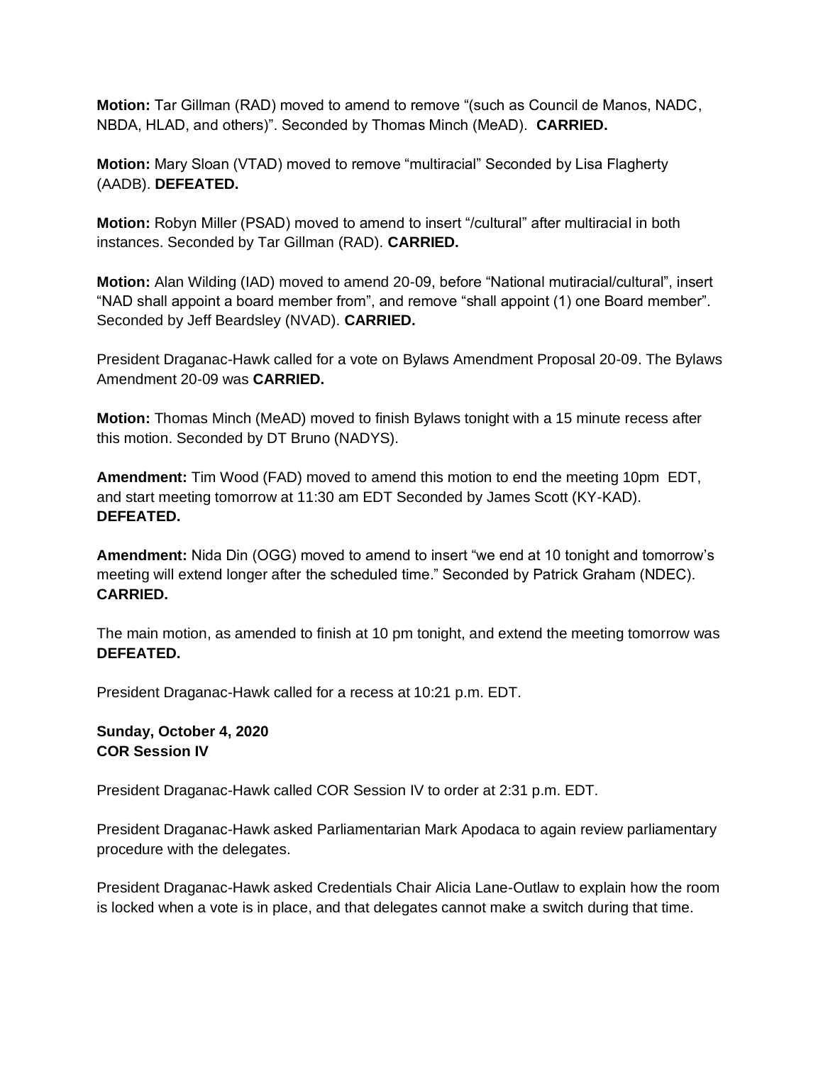**Motion:** Tar Gillman (RAD) moved to amend to remove "(such as Council de Manos, NADC, NBDA, HLAD, and others)". Seconded by Thomas Minch (MeAD). **CARRIED.**

**Motion:** Mary Sloan (VTAD) moved to remove "multiracial" Seconded by Lisa Flagherty (AADB). **DEFEATED.**

**Motion:** Robyn Miller (PSAD) moved to amend to insert "/cultural" after multiracial in both instances. Seconded by Tar Gillman (RAD). **CARRIED.**

**Motion:** Alan Wilding (IAD) moved to amend 20-09, before "National mutiracial/cultural", insert "NAD shall appoint a board member from", and remove "shall appoint (1) one Board member". Seconded by Jeff Beardsley (NVAD). **CARRIED.**

President Draganac-Hawk called for a vote on Bylaws Amendment Proposal 20-09. The Bylaws Amendment 20-09 was **CARRIED.**

**Motion:** Thomas Minch (MeAD) moved to finish Bylaws tonight with a 15 minute recess after this motion. Seconded by DT Bruno (NADYS).

**Amendment:** Tim Wood (FAD) moved to amend this motion to end the meeting 10pm EDT, and start meeting tomorrow at 11:30 am EDT Seconded by James Scott (KY-KAD). **DEFEATED.**

**Amendment:** Nida Din (OGG) moved to amend to insert "we end at 10 tonight and tomorrow's meeting will extend longer after the scheduled time." Seconded by Patrick Graham (NDEC). **CARRIED.**

The main motion, as amended to finish at 10 pm tonight, and extend the meeting tomorrow was **DEFEATED.**

President Draganac-Hawk called for a recess at 10:21 p.m. EDT.

**Sunday, October 4, 2020**
**COR Session IV**

President Draganac-Hawk called COR Session IV to order at 2:31 p.m. EDT.

President Draganac-Hawk asked Parliamentarian Mark Apodaca to again review parliamentary procedure with the delegates.

President Draganac-Hawk asked Credentials Chair Alicia Lane-Outlaw to explain how the room is locked when a vote is in place, and that delegates cannot make a switch during that time.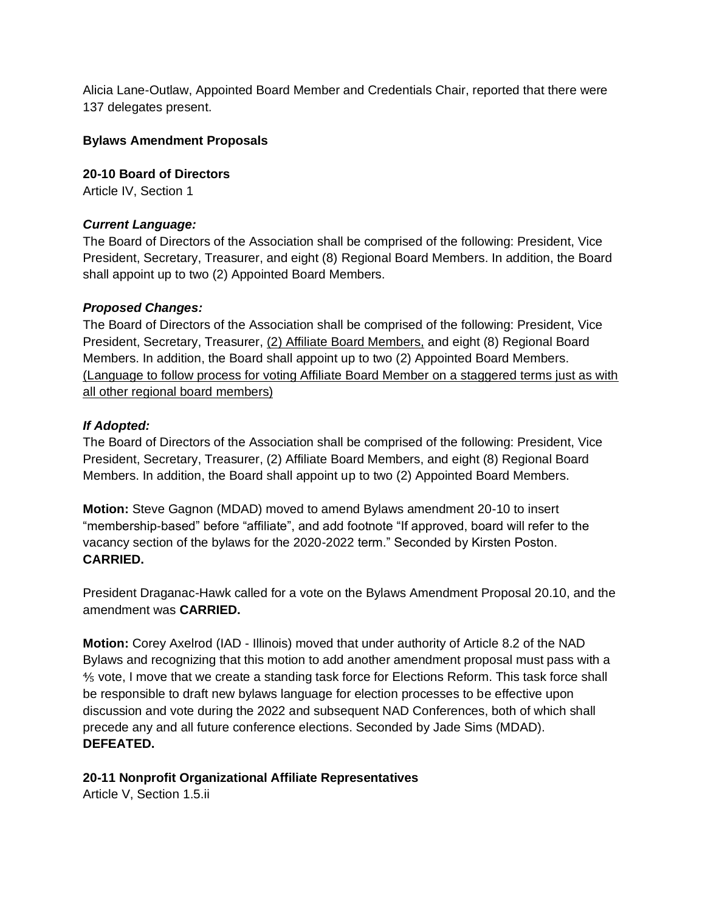Alicia Lane-Outlaw, Appointed Board Member and Credentials Chair, reported that there were 137 delegates present.

**Bylaws Amendment Proposals**

**20-10 Board of Directors**
Article IV, Section 1

***Current Language:***
The Board of Directors of the Association shall be comprised of the following: President, Vice President, Secretary, Treasurer, and eight (8) Regional Board Members. In addition, the Board shall appoint up to two (2) Appointed Board Members.

***Proposed Changes:***
The Board of Directors of the Association shall be comprised of the following: President, Vice President, Secretary, Treasurer, <u>(2) Affiliate Board Members,</u> and eight (8) Regional Board Members. In addition, the Board shall appoint up to two (2) Appointed Board Members. <u>(Language to follow process for voting Affiliate Board Member on a staggered terms just as with all other regional board members)</u>

***If Adopted:***
The Board of Directors of the Association shall be comprised of the following: President, Vice President, Secretary, Treasurer, (2) Affiliate Board Members, and eight (8) Regional Board Members. In addition, the Board shall appoint up to two (2) Appointed Board Members.

**Motion:** Steve Gagnon (MDAD) moved to amend Bylaws amendment 20-10 to insert "membership-based" before "affiliate", and add footnote "If approved, board will refer to the vacancy section of the bylaws for the 2020-2022 term." Seconded by Kirsten Poston. **CARRIED.**

President Draganac-Hawk called for a vote on the Bylaws Amendment Proposal 20.10, and the amendment was **CARRIED.**

**Motion:** Corey Axelrod (IAD - Illinois) moved that under authority of Article 8.2 of the NAD Bylaws and recognizing that this motion to add another amendment proposal must pass with a ⅘ vote, I move that we create a standing task force for Elections Reform. This task force shall be responsible to draft new bylaws language for election processes to be effective upon discussion and vote during the 2022 and subsequent NAD Conferences, both of which shall precede any and all future conference elections. Seconded by Jade Sims (MDAD). **DEFEATED.**

**20-11 Nonprofit Organizational Affiliate Representatives**
Article V, Section 1.5.ii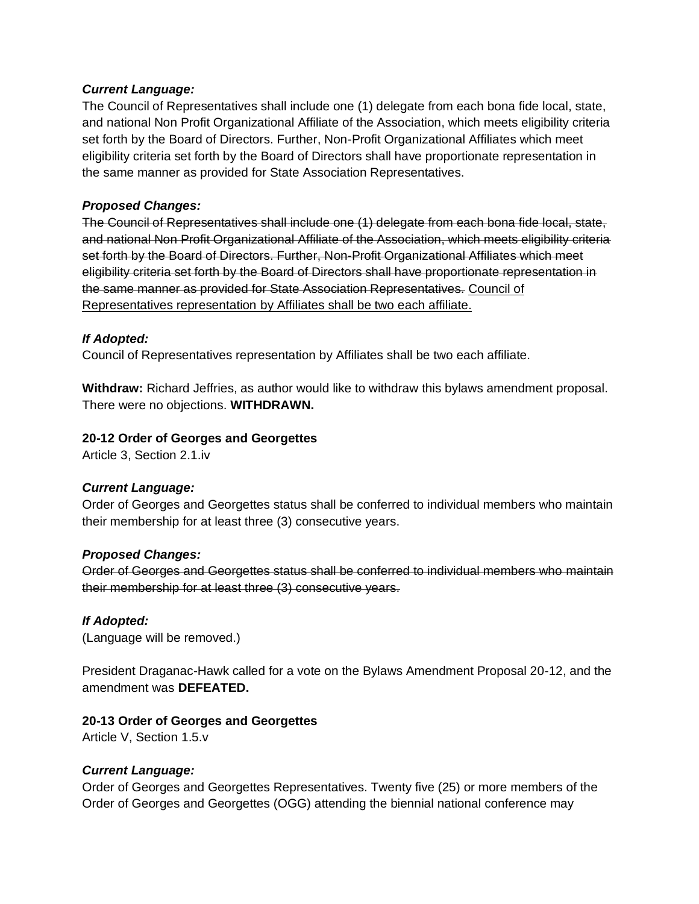***Current Language:***
The Council of Representatives shall include one (1) delegate from each bona fide local, state, and national Non Profit Organizational Affiliate of the Association, which meets eligibility criteria set forth by the Board of Directors. Further, Non-Profit Organizational Affiliates which meet eligibility criteria set forth by the Board of Directors shall have proportionate representation in the same manner as provided for State Association Representatives.

***Proposed Changes:***
~~The Council of Representatives shall include one (1) delegate from each bona fide local, state, and national Non Profit Organizational Affiliate of the Association, which meets eligibility criteria set forth by the Board of Directors. Further, Non-Profit Organizational Affiliates which meet eligibility criteria set forth by the Board of Directors shall have proportionate representation in the same manner as provided for State Association Representatives.~~ <u>Council of Representatives representation by Affiliates shall be two each affiliate.</u>

***If Adopted:***
Council of Representatives representation by Affiliates shall be two each affiliate.

**Withdraw:** Richard Jeffries, as author would like to withdraw this bylaws amendment proposal. There were no objections. **WITHDRAWN.**

**20-12 Order of Georges and Georgettes**
Article 3, Section 2.1.iv

***Current Language:***
Order of Georges and Georgettes status shall be conferred to individual members who maintain their membership for at least three (3) consecutive years.

***Proposed Changes:***
~~Order of Georges and Georgettes status shall be conferred to individual members who maintain their membership for at least three (3) consecutive years.~~

***If Adopted:***
(Language will be removed.)

President Draganac-Hawk called for a vote on the Bylaws Amendment Proposal 20-12, and the amendment was **DEFEATED.**

**20-13 Order of Georges and Georgettes**
Article V, Section 1.5.v

***Current Language:***
Order of Georges and Georgettes Representatives. Twenty five (25) or more members of the Order of Georges and Georgettes (OGG) attending the biennial national conference may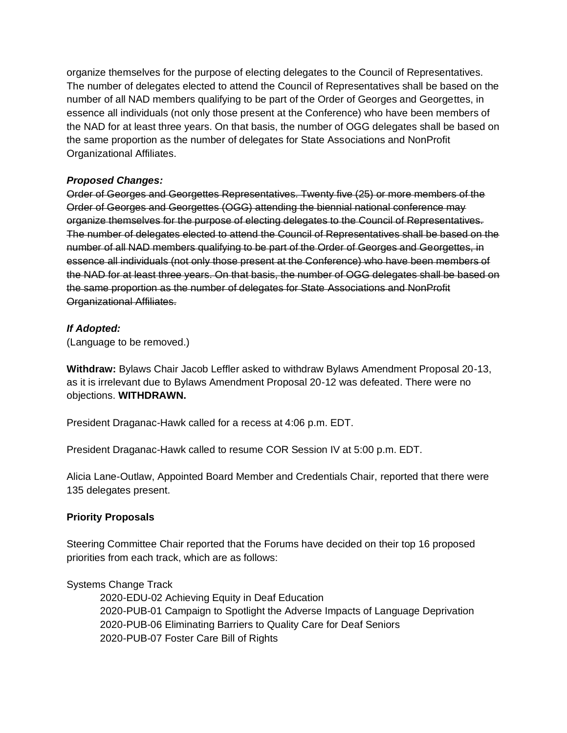organize themselves for the purpose of electing delegates to the Council of Representatives. The number of delegates elected to attend the Council of Representatives shall be based on the number of all NAD members qualifying to be part of the Order of Georges and Georgettes, in essence all individuals (not only those present at the Conference) who have been members of the NAD for at least three years. On that basis, the number of OGG delegates shall be based on the same proportion as the number of delegates for State Associations and NonProfit Organizational Affiliates.

***Proposed Changes:***

~~Order of Georges and Georgettes Representatives. Twenty five (25) or more members of the Order of Georges and Georgettes (OGG) attending the biennial national conference may organize themselves for the purpose of electing delegates to the Council of Representatives. The number of delegates elected to attend the Council of Representatives shall be based on the number of all NAD members qualifying to be part of the Order of Georges and Georgettes, in essence all individuals (not only those present at the Conference) who have been members of the NAD for at least three years. On that basis, the number of OGG delegates shall be based on the same proportion as the number of delegates for State Associations and NonProfit Organizational Affiliates.~~

***If Adopted:***

(Language to be removed.)

**Withdraw:** Bylaws Chair Jacob Leffler asked to withdraw Bylaws Amendment Proposal 20-13, as it is irrelevant due to Bylaws Amendment Proposal 20-12 was defeated. There were no objections. **WITHDRAWN.**

President Draganac-Hawk called for a recess at 4:06 p.m. EDT.

President Draganac-Hawk called to resume COR Session IV at 5:00 p.m. EDT.

Alicia Lane-Outlaw, Appointed Board Member and Credentials Chair, reported that there were 135 delegates present.

**Priority Proposals**

Steering Committee Chair reported that the Forums have decided on their top 16 proposed priorities from each track, which are as follows:

Systems Change Track

- 2020-EDU-02 Achieving Equity in Deaf Education
- 2020-PUB-01 Campaign to Spotlight the Adverse Impacts of Language Deprivation
- 2020-PUB-06 Eliminating Barriers to Quality Care for Deaf Seniors
- 2020-PUB-07 Foster Care Bill of Rights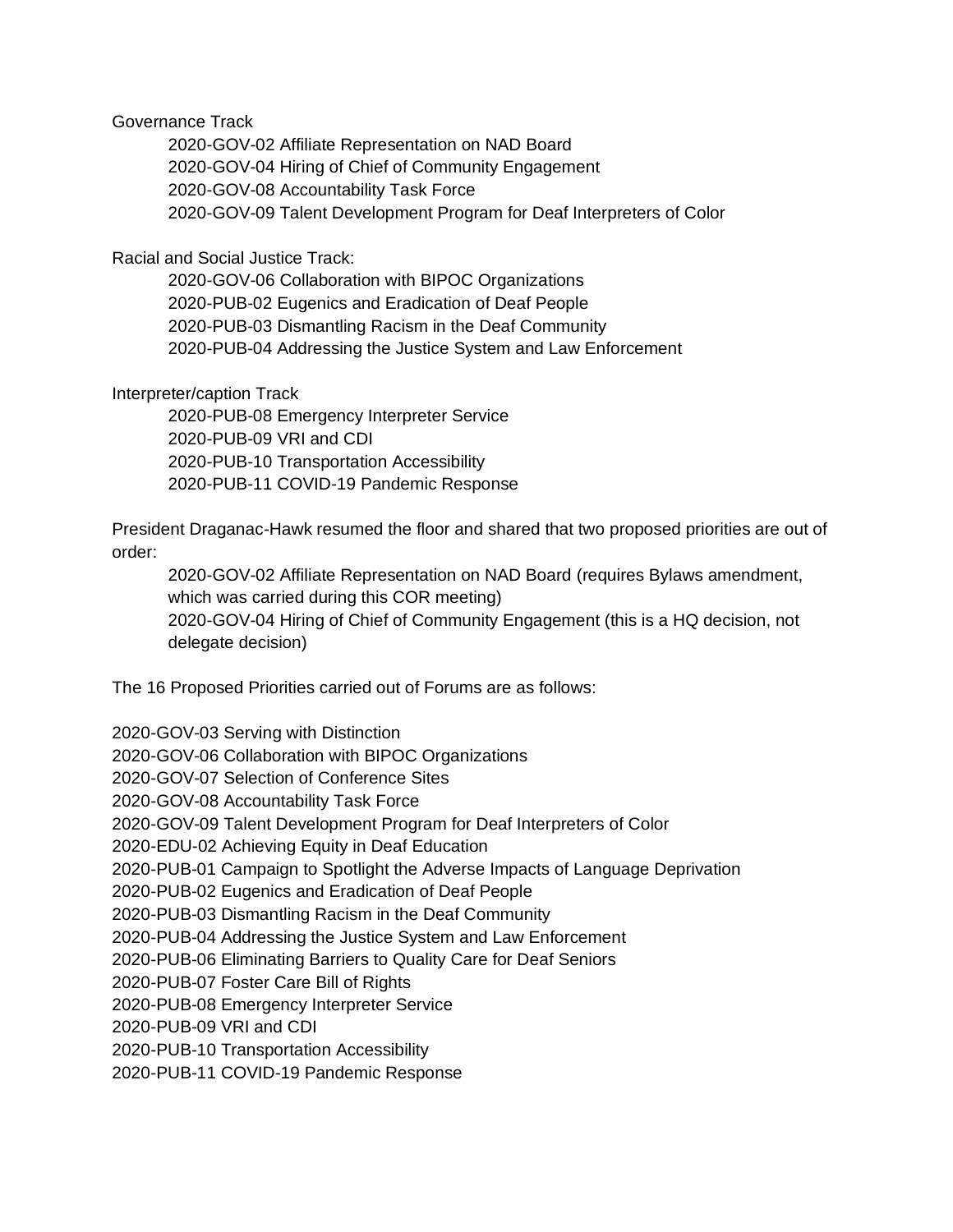Governance Track

- 2020-GOV-02 Affiliate Representation on NAD Board
- 2020-GOV-04 Hiring of Chief of Community Engagement
- 2020-GOV-08 Accountability Task Force
- 2020-GOV-09 Talent Development Program for Deaf Interpreters of Color

Racial and Social Justice Track:

- 2020-GOV-06 Collaboration with BIPOC Organizations
- 2020-PUB-02 Eugenics and Eradication of Deaf People
- 2020-PUB-03 Dismantling Racism in the Deaf Community
- 2020-PUB-04 Addressing the Justice System and Law Enforcement

Interpreter/caption Track

- 2020-PUB-08 Emergency Interpreter Service
- 2020-PUB-09 VRI and CDI
- 2020-PUB-10 Transportation Accessibility
- 2020-PUB-11 COVID-19 Pandemic Response

President Draganac-Hawk resumed the floor and shared that two proposed priorities are out of order:

- 2020-GOV-02 Affiliate Representation on NAD Board (requires Bylaws amendment, which was carried during this COR meeting)
- 2020-GOV-04 Hiring of Chief of Community Engagement (this is a HQ decision, not delegate decision)

The 16 Proposed Priorities carried out of Forums are as follows:

2020-GOV-03 Serving with Distinction
2020-GOV-06 Collaboration with BIPOC Organizations
2020-GOV-07 Selection of Conference Sites
2020-GOV-08 Accountability Task Force
2020-GOV-09 Talent Development Program for Deaf Interpreters of Color
2020-EDU-02 Achieving Equity in Deaf Education
2020-PUB-01 Campaign to Spotlight the Adverse Impacts of Language Deprivation
2020-PUB-02 Eugenics and Eradication of Deaf People
2020-PUB-03 Dismantling Racism in the Deaf Community
2020-PUB-04 Addressing the Justice System and Law Enforcement
2020-PUB-06 Eliminating Barriers to Quality Care for Deaf Seniors
2020-PUB-07 Foster Care Bill of Rights
2020-PUB-08 Emergency Interpreter Service
2020-PUB-09 VRI and CDI
2020-PUB-10 Transportation Accessibility
2020-PUB-11 COVID-19 Pandemic Response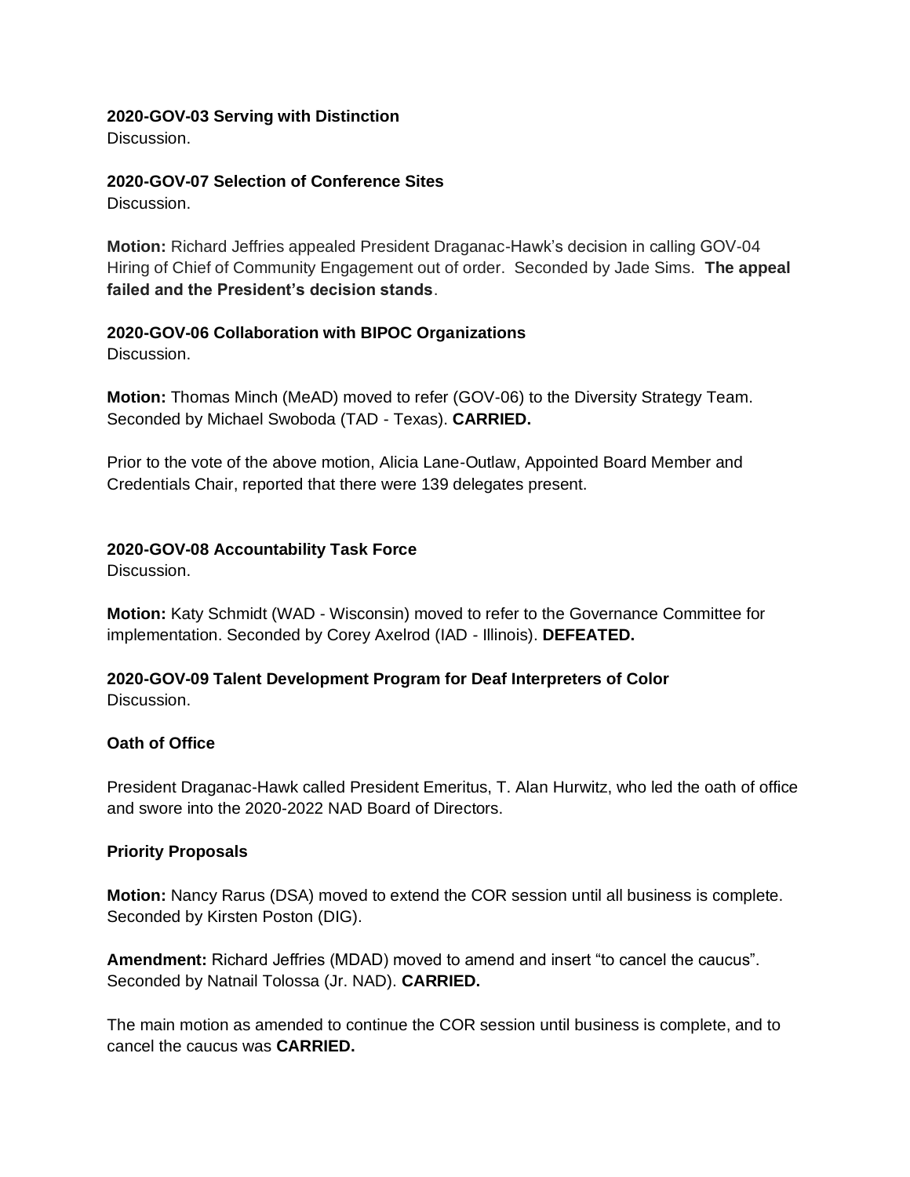**2020-GOV-03 Serving with Distinction**
Discussion.

**2020-GOV-07 Selection of Conference Sites**
Discussion.

**Motion:** Richard Jeffries appealed President Draganac-Hawk's decision in calling GOV-04 Hiring of Chief of Community Engagement out of order. Seconded by Jade Sims. **The appeal failed and the President's decision stands**.

**2020-GOV-06 Collaboration with BIPOC Organizations**
Discussion.

**Motion:** Thomas Minch (MeAD) moved to refer (GOV-06) to the Diversity Strategy Team. Seconded by Michael Swoboda (TAD - Texas). **CARRIED.**

Prior to the vote of the above motion, Alicia Lane-Outlaw, Appointed Board Member and Credentials Chair, reported that there were 139 delegates present.

**2020-GOV-08 Accountability Task Force**
Discussion.

**Motion:** Katy Schmidt (WAD - Wisconsin) moved to refer to the Governance Committee for implementation. Seconded by Corey Axelrod (IAD - Illinois). **DEFEATED.**

**2020-GOV-09 Talent Development Program for Deaf Interpreters of Color**
Discussion.

**Oath of Office**

President Draganac-Hawk called President Emeritus, T. Alan Hurwitz, who led the oath of office and swore into the 2020-2022 NAD Board of Directors.

**Priority Proposals**

**Motion:** Nancy Rarus (DSA) moved to extend the COR session until all business is complete. Seconded by Kirsten Poston (DIG).

**Amendment:** Richard Jeffries (MDAD) moved to amend and insert "to cancel the caucus". Seconded by Natnail Tolossa (Jr. NAD). **CARRIED.**

The main motion as amended to continue the COR session until business is complete, and to cancel the caucus was **CARRIED.**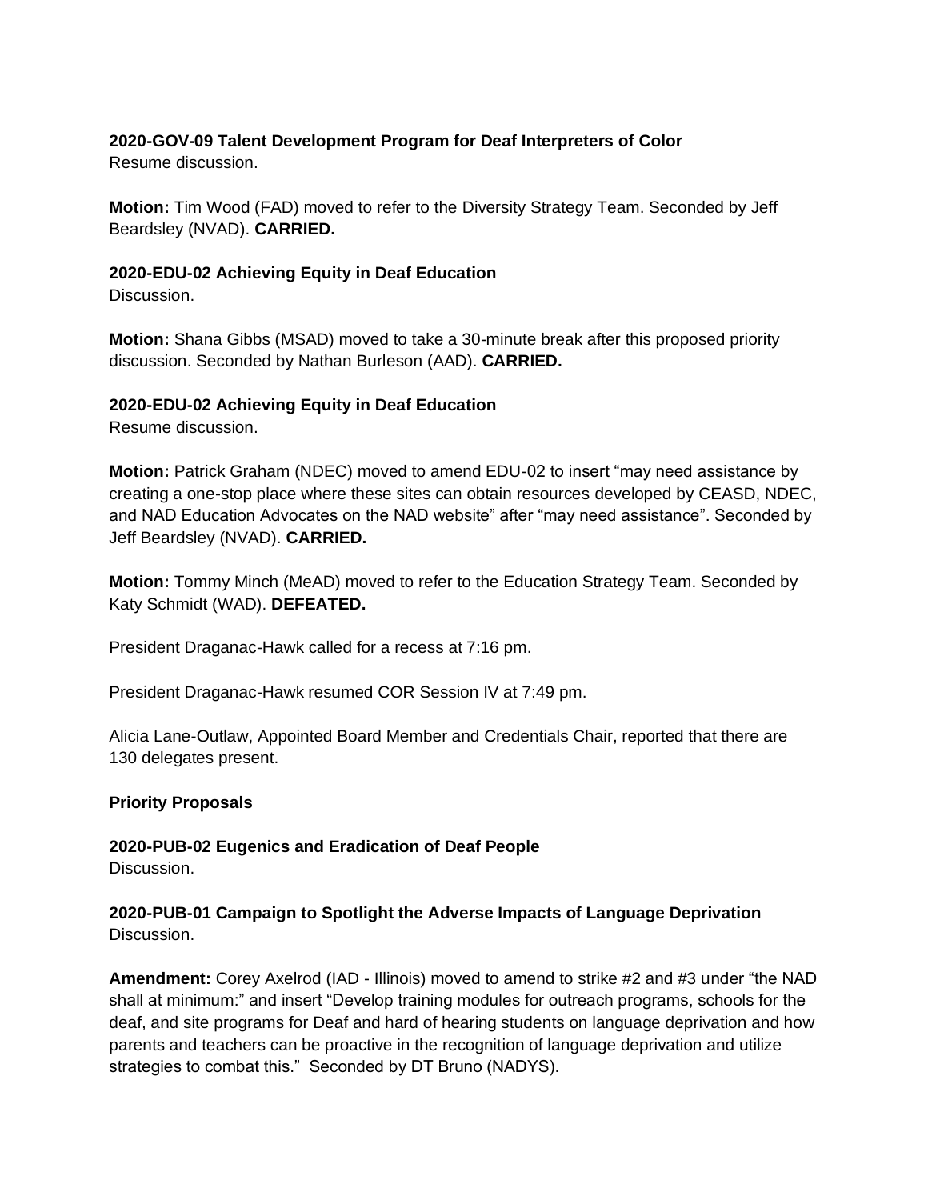**2020-GOV-09 Talent Development Program for Deaf Interpreters of Color**
Resume discussion.

**Motion:** Tim Wood (FAD) moved to refer to the Diversity Strategy Team. Seconded by Jeff Beardsley (NVAD). **CARRIED.**

**2020-EDU-02 Achieving Equity in Deaf Education**
Discussion.

**Motion:** Shana Gibbs (MSAD) moved to take a 30-minute break after this proposed priority discussion. Seconded by Nathan Burleson (AAD). **CARRIED.**

**2020-EDU-02 Achieving Equity in Deaf Education**
Resume discussion.

**Motion:** Patrick Graham (NDEC) moved to amend EDU-02 to insert "may need assistance by creating a one-stop place where these sites can obtain resources developed by CEASD, NDEC, and NAD Education Advocates on the NAD website" after "may need assistance". Seconded by Jeff Beardsley (NVAD). **CARRIED.**

**Motion:** Tommy Minch (MeAD) moved to refer to the Education Strategy Team. Seconded by Katy Schmidt (WAD). **DEFEATED.**

President Draganac-Hawk called for a recess at 7:16 pm.

President Draganac-Hawk resumed COR Session IV at 7:49 pm.

Alicia Lane-Outlaw, Appointed Board Member and Credentials Chair, reported that there are 130 delegates present.

**Priority Proposals**

**2020-PUB-02 Eugenics and Eradication of Deaf People**
Discussion.

**2020-PUB-01 Campaign to Spotlight the Adverse Impacts of Language Deprivation**
Discussion.

**Amendment:** Corey Axelrod (IAD - Illinois) moved to amend to strike #2 and #3 under "the NAD shall at minimum:" and insert "Develop training modules for outreach programs, schools for the deaf, and site programs for Deaf and hard of hearing students on language deprivation and how parents and teachers can be proactive in the recognition of language deprivation and utilize strategies to combat this." Seconded by DT Bruno (NADYS).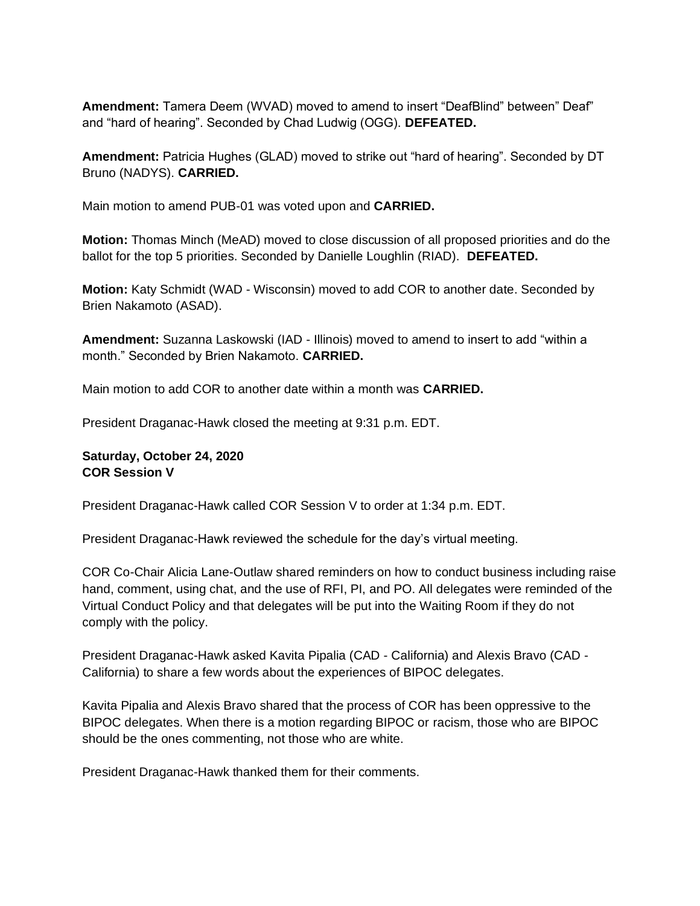**Amendment:** Tamera Deem (WVAD) moved to amend to insert "DeafBlind" between" Deaf" and "hard of hearing". Seconded by Chad Ludwig (OGG). **DEFEATED.**

**Amendment:** Patricia Hughes (GLAD) moved to strike out "hard of hearing". Seconded by DT Bruno (NADYS). **CARRIED.**

Main motion to amend PUB-01 was voted upon and **CARRIED.**

**Motion:** Thomas Minch (MeAD) moved to close discussion of all proposed priorities and do the ballot for the top 5 priorities. Seconded by Danielle Loughlin (RIAD). **DEFEATED.**

**Motion:** Katy Schmidt (WAD - Wisconsin) moved to add COR to another date. Seconded by Brien Nakamoto (ASAD).

**Amendment:** Suzanna Laskowski (IAD - Illinois) moved to amend to insert to add "within a month." Seconded by Brien Nakamoto. **CARRIED.**

Main motion to add COR to another date within a month was **CARRIED.**

President Draganac-Hawk closed the meeting at 9:31 p.m. EDT.

**Saturday, October 24, 2020**
**COR Session V**

President Draganac-Hawk called COR Session V to order at 1:34 p.m. EDT.

President Draganac-Hawk reviewed the schedule for the day's virtual meeting.

COR Co-Chair Alicia Lane-Outlaw shared reminders on how to conduct business including raise hand, comment, using chat, and the use of RFI, PI, and PO. All delegates were reminded of the Virtual Conduct Policy and that delegates will be put into the Waiting Room if they do not comply with the policy.

President Draganac-Hawk asked Kavita Pipalia (CAD - California) and Alexis Bravo (CAD - California) to share a few words about the experiences of BIPOC delegates.

Kavita Pipalia and Alexis Bravo shared that the process of COR has been oppressive to the BIPOC delegates. When there is a motion regarding BIPOC or racism, those who are BIPOC should be the ones commenting, not those who are white.

President Draganac-Hawk thanked them for their comments.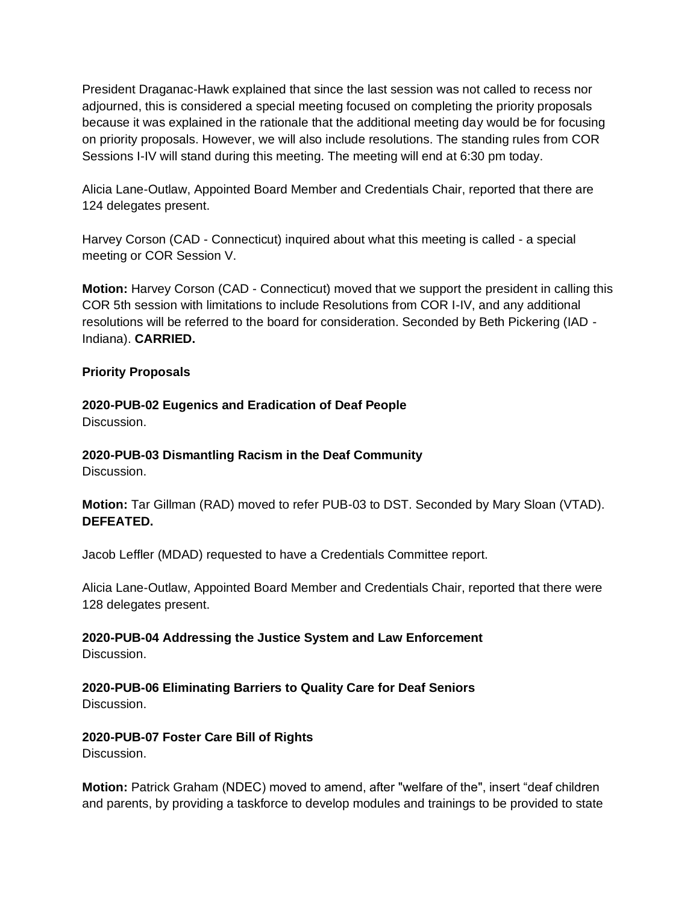President Draganac-Hawk explained that since the last session was not called to recess nor adjourned, this is considered a special meeting focused on completing the priority proposals because it was explained in the rationale that the additional meeting day would be for focusing on priority proposals. However, we will also include resolutions. The standing rules from COR Sessions I-IV will stand during this meeting. The meeting will end at 6:30 pm today.

Alicia Lane-Outlaw, Appointed Board Member and Credentials Chair, reported that there are 124 delegates present.

Harvey Corson (CAD - Connecticut) inquired about what this meeting is called - a special meeting or COR Session V.

**Motion:** Harvey Corson (CAD - Connecticut) moved that we support the president in calling this COR 5th session with limitations to include Resolutions from COR I-IV, and any additional resolutions will be referred to the board for consideration. Seconded by Beth Pickering (IAD - Indiana). **CARRIED.**

**Priority Proposals**

**2020-PUB-02 Eugenics and Eradication of Deaf People**
Discussion.

**2020-PUB-03 Dismantling Racism in the Deaf Community**
Discussion.

**Motion:** Tar Gillman (RAD) moved to refer PUB-03 to DST. Seconded by Mary Sloan (VTAD). **DEFEATED.**

Jacob Leffler (MDAD) requested to have a Credentials Committee report.

Alicia Lane-Outlaw, Appointed Board Member and Credentials Chair, reported that there were 128 delegates present.

**2020-PUB-04 Addressing the Justice System and Law Enforcement**
Discussion.

**2020-PUB-06 Eliminating Barriers to Quality Care for Deaf Seniors**
Discussion.

**2020-PUB-07 Foster Care Bill of Rights**
Discussion.

**Motion:** Patrick Graham (NDEC) moved to amend, after "welfare of the", insert "deaf children and parents, by providing a taskforce to develop modules and trainings to be provided to state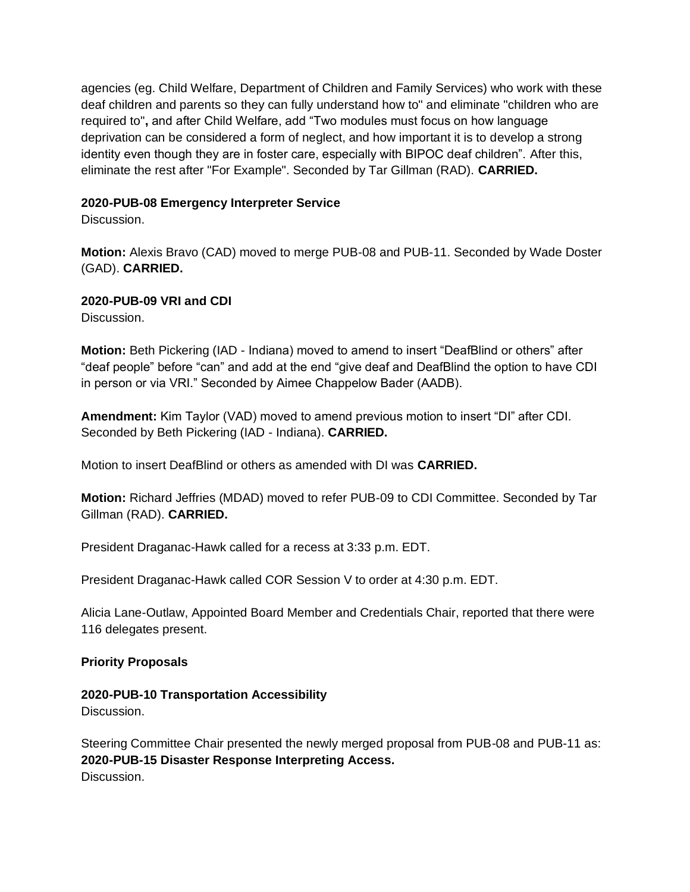agencies (eg. Child Welfare, Department of Children and Family Services) who work with these deaf children and parents so they can fully understand how to" and eliminate "children who are required to"**,** and after Child Welfare, add "Two modules must focus on how language deprivation can be considered a form of neglect, and how important it is to develop a strong identity even though they are in foster care, especially with BIPOC deaf children". After this, eliminate the rest after "For Example". Seconded by Tar Gillman (RAD). **CARRIED.**

**2020-PUB-08 Emergency Interpreter Service**
Discussion.

**Motion:** Alexis Bravo (CAD) moved to merge PUB-08 and PUB-11. Seconded by Wade Doster (GAD). **CARRIED.**

**2020-PUB-09 VRI and CDI**
Discussion.

**Motion:** Beth Pickering (IAD - Indiana) moved to amend to insert "DeafBlind or others" after "deaf people" before "can" and add at the end "give deaf and DeafBlind the option to have CDI in person or via VRI." Seconded by Aimee Chappelow Bader (AADB).

**Amendment:** Kim Taylor (VAD) moved to amend previous motion to insert "DI" after CDI. Seconded by Beth Pickering (IAD - Indiana). **CARRIED.**

Motion to insert DeafBlind or others as amended with DI was **CARRIED.**

**Motion:** Richard Jeffries (MDAD) moved to refer PUB-09 to CDI Committee. Seconded by Tar Gillman (RAD). **CARRIED.**

President Draganac-Hawk called for a recess at 3:33 p.m. EDT.

President Draganac-Hawk called COR Session V to order at 4:30 p.m. EDT.

Alicia Lane-Outlaw, Appointed Board Member and Credentials Chair, reported that there were 116 delegates present.

**Priority Proposals**

**2020-PUB-10 Transportation Accessibility**
Discussion.

Steering Committee Chair presented the newly merged proposal from PUB-08 and PUB-11 as:
**2020-PUB-15 Disaster Response Interpreting Access.**
Discussion.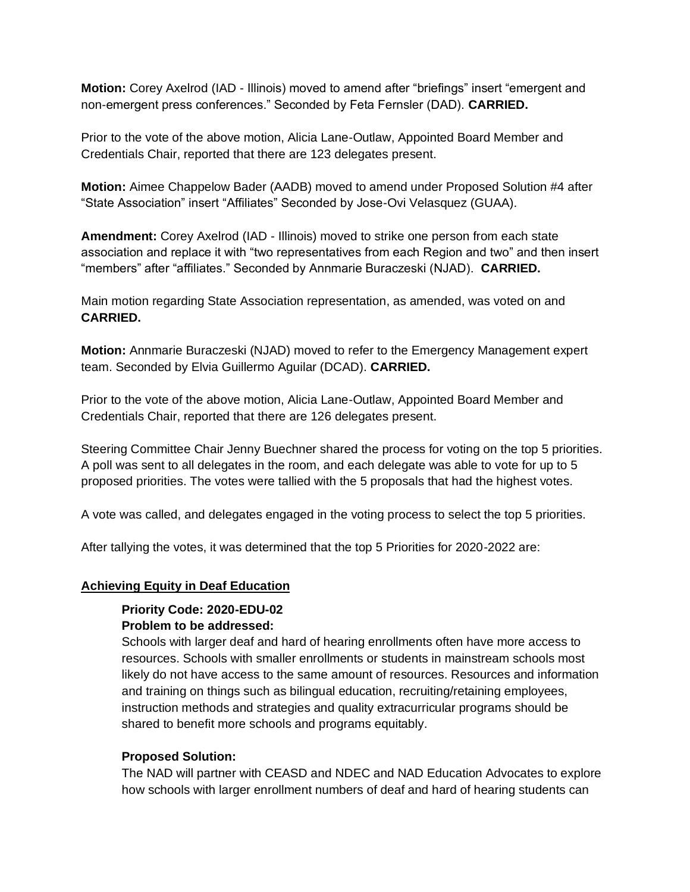**Motion:** Corey Axelrod (IAD - Illinois) moved to amend after "briefings" insert "emergent and non-emergent press conferences." Seconded by Feta Fernsler (DAD). **CARRIED.**

Prior to the vote of the above motion, Alicia Lane-Outlaw, Appointed Board Member and Credentials Chair, reported that there are 123 delegates present.

**Motion:** Aimee Chappelow Bader (AADB) moved to amend under Proposed Solution #4 after "State Association" insert "Affiliates" Seconded by Jose-Ovi Velasquez (GUAA).

**Amendment:** Corey Axelrod (IAD - Illinois) moved to strike one person from each state association and replace it with "two representatives from each Region and two" and then insert "members" after "affiliates." Seconded by Annmarie Buraczeski (NJAD). **CARRIED.**

Main motion regarding State Association representation, as amended, was voted on and **CARRIED.**

**Motion:** Annmarie Buraczeski (NJAD) moved to refer to the Emergency Management expert team. Seconded by Elvia Guillermo Aguilar (DCAD). **CARRIED.**

Prior to the vote of the above motion, Alicia Lane-Outlaw, Appointed Board Member and Credentials Chair, reported that there are 126 delegates present.

Steering Committee Chair Jenny Buechner shared the process for voting on the top 5 priorities. A poll was sent to all delegates in the room, and each delegate was able to vote for up to 5 proposed priorities. The votes were tallied with the 5 proposals that had the highest votes.

A vote was called, and delegates engaged in the voting process to select the top 5 priorities.

After tallying the votes, it was determined that the top 5 Priorities for 2020-2022 are:

**Achieving Equity in Deaf Education**

**Priority Code: 2020-EDU-02**
**Problem to be addressed:**
Schools with larger deaf and hard of hearing enrollments often have more access to resources. Schools with smaller enrollments or students in mainstream schools most likely do not have access to the same amount of resources. Resources and information and training on things such as bilingual education, recruiting/retaining employees, instruction methods and strategies and quality extracurricular programs should be shared to benefit more schools and programs equitably.

**Proposed Solution:**
The NAD will partner with CEASD and NDEC and NAD Education Advocates to explore how schools with larger enrollment numbers of deaf and hard of hearing students can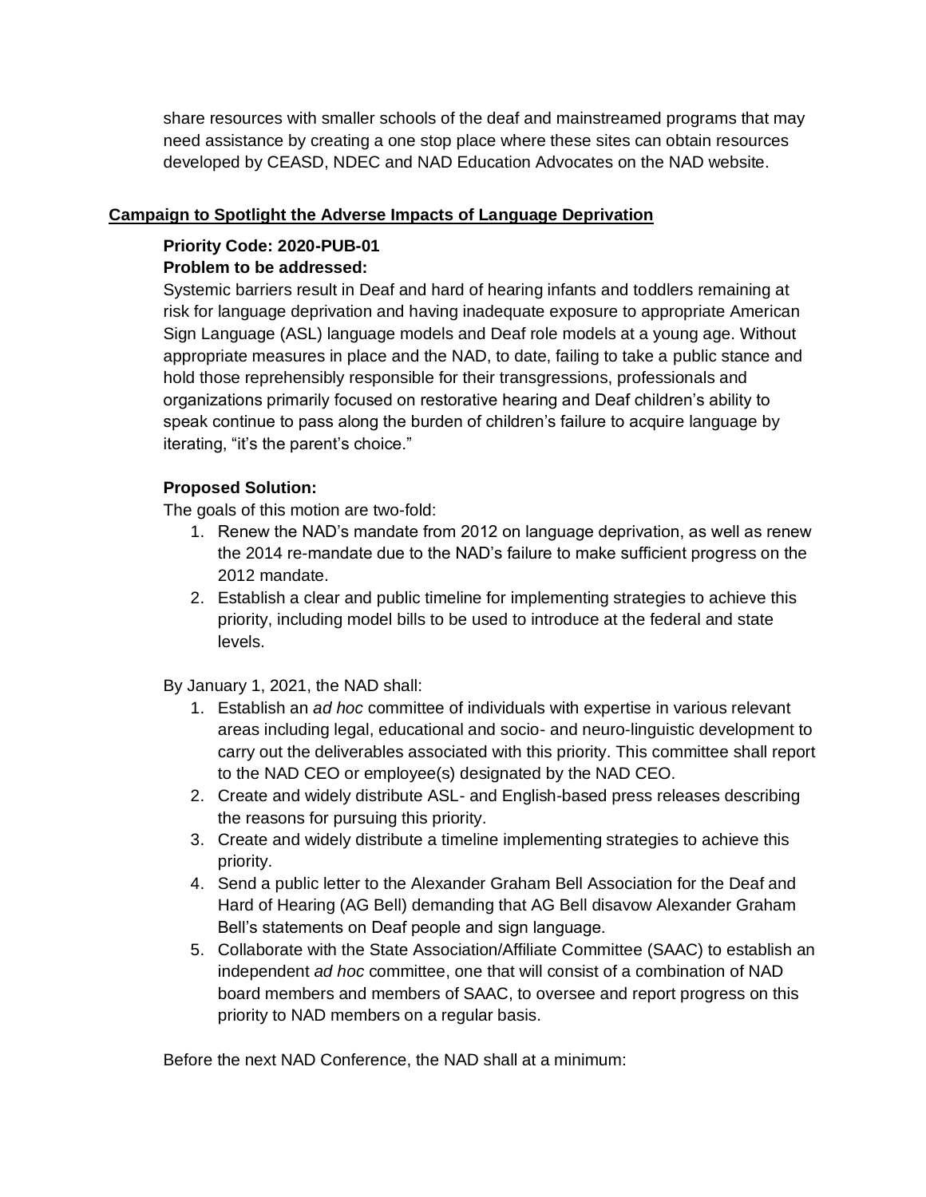share resources with smaller schools of the deaf and mainstreamed programs that may need assistance by creating a one stop place where these sites can obtain resources developed by CEASD, NDEC and NAD Education Advocates on the NAD website.

## Campaign to Spotlight the Adverse Impacts of Language Deprivation

**Priority Code: 2020-PUB-01**

**Problem to be addressed:**

Systemic barriers result in Deaf and hard of hearing infants and toddlers remaining at risk for language deprivation and having inadequate exposure to appropriate American Sign Language (ASL) language models and Deaf role models at a young age. Without appropriate measures in place and the NAD, to date, failing to take a public stance and hold those reprehensibly responsible for their transgressions, professionals and organizations primarily focused on restorative hearing and Deaf children's ability to speak continue to pass along the burden of children's failure to acquire language by iterating, "it's the parent's choice."

**Proposed Solution:**

The goals of this motion are two-fold:

1. Renew the NAD's mandate from 2012 on language deprivation, as well as renew the 2014 re-mandate due to the NAD's failure to make sufficient progress on the 2012 mandate.
2. Establish a clear and public timeline for implementing strategies to achieve this priority, including model bills to be used to introduce at the federal and state levels.

By January 1, 2021, the NAD shall:

1. Establish an *ad hoc* committee of individuals with expertise in various relevant areas including legal, educational and socio- and neuro-linguistic development to carry out the deliverables associated with this priority. This committee shall report to the NAD CEO or employee(s) designated by the NAD CEO.
2. Create and widely distribute ASL- and English-based press releases describing the reasons for pursuing this priority.
3. Create and widely distribute a timeline implementing strategies to achieve this priority.
4. Send a public letter to the Alexander Graham Bell Association for the Deaf and Hard of Hearing (AG Bell) demanding that AG Bell disavow Alexander Graham Bell's statements on Deaf people and sign language.
5. Collaborate with the State Association/Affiliate Committee (SAAC) to establish an independent *ad hoc* committee, one that will consist of a combination of NAD board members and members of SAAC, to oversee and report progress on this priority to NAD members on a regular basis.

Before the next NAD Conference, the NAD shall at a minimum: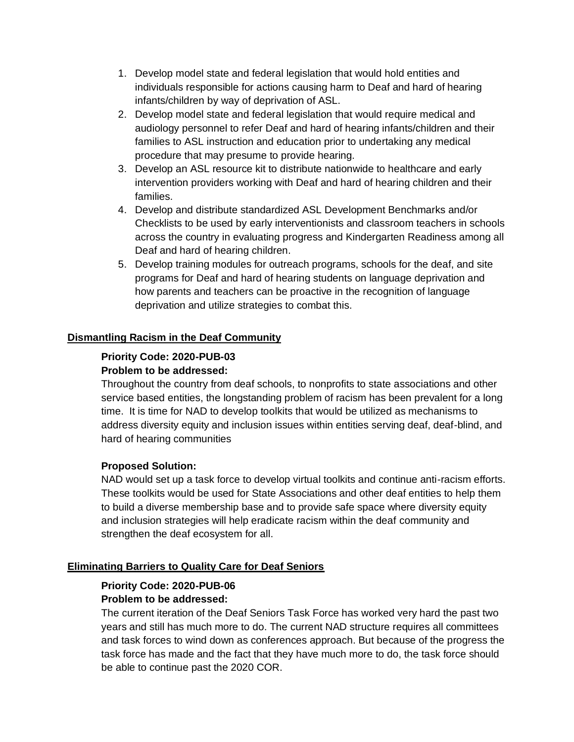1. Develop model state and federal legislation that would hold entities and individuals responsible for actions causing harm to Deaf and hard of hearing infants/children by way of deprivation of ASL.
2. Develop model state and federal legislation that would require medical and audiology personnel to refer Deaf and hard of hearing infants/children and their families to ASL instruction and education prior to undertaking any medical procedure that may presume to provide hearing.
3. Develop an ASL resource kit to distribute nationwide to healthcare and early intervention providers working with Deaf and hard of hearing children and their families.
4. Develop and distribute standardized ASL Development Benchmarks and/or Checklists to be used by early interventionists and classroom teachers in schools across the country in evaluating progress and Kindergarten Readiness among all Deaf and hard of hearing children.
5. Develop training modules for outreach programs, schools for the deaf, and site programs for Deaf and hard of hearing students on language deprivation and how parents and teachers can be proactive in the recognition of language deprivation and utilize strategies to combat this.

## Dismantling Racism in the Deaf Community

**Priority Code: 2020-PUB-03**

**Problem to be addressed:**

Throughout the country from deaf schools, to nonprofits to state associations and other service based entities, the longstanding problem of racism has been prevalent for a long time. It is time for NAD to develop toolkits that would be utilized as mechanisms to address diversity equity and inclusion issues within entities serving deaf, deaf-blind, and hard of hearing communities

**Proposed Solution:**

NAD would set up a task force to develop virtual toolkits and continue anti-racism efforts. These toolkits would be used for State Associations and other deaf entities to help them to build a diverse membership base and to provide safe space where diversity equity and inclusion strategies will help eradicate racism within the deaf community and strengthen the deaf ecosystem for all.

## Eliminating Barriers to Quality Care for Deaf Seniors

**Priority Code: 2020-PUB-06**

**Problem to be addressed:**

The current iteration of the Deaf Seniors Task Force has worked very hard the past two years and still has much more to do. The current NAD structure requires all committees and task forces to wind down as conferences approach. But because of the progress the task force has made and the fact that they have much more to do, the task force should be able to continue past the 2020 COR.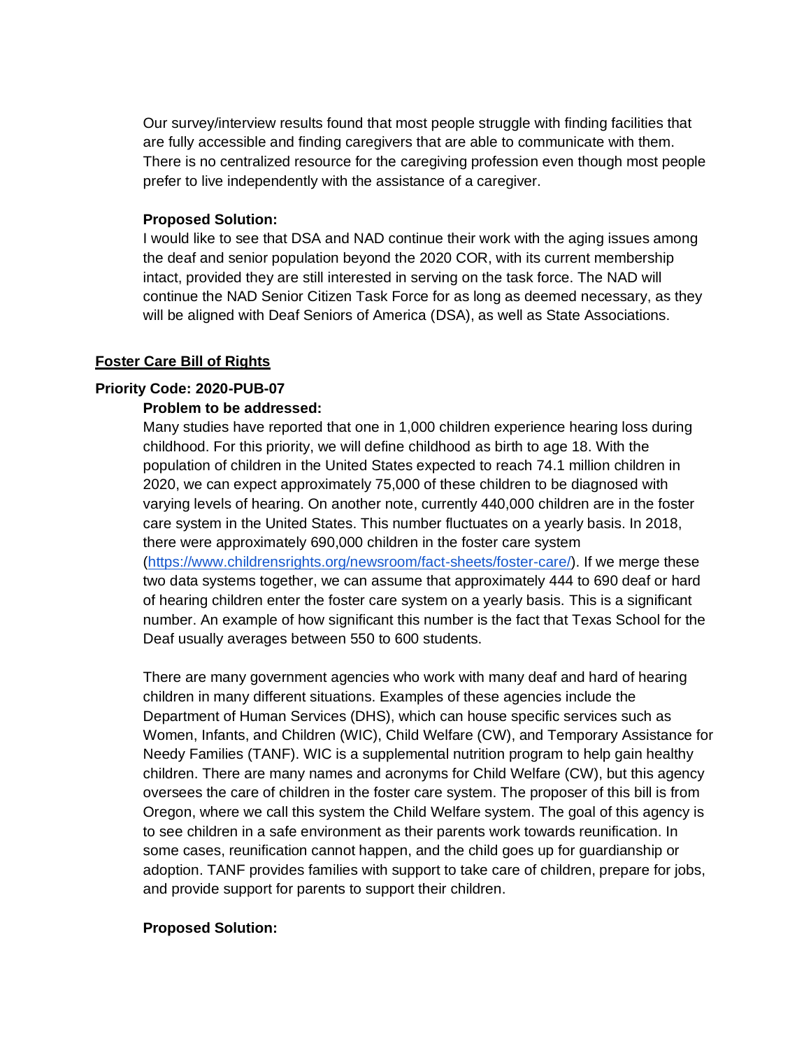Our survey/interview results found that most people struggle with finding facilities that are fully accessible and finding caregivers that are able to communicate with them. There is no centralized resource for the caregiving profession even though most people prefer to live independently with the assistance of a caregiver.

**Proposed Solution:**

I would like to see that DSA and NAD continue their work with the aging issues among the deaf and senior population beyond the 2020 COR, with its current membership intact, provided they are still interested in serving on the task force. The NAD will continue the NAD Senior Citizen Task Force for as long as deemed necessary, as they will be aligned with Deaf Seniors of America (DSA), as well as State Associations.

## Foster Care Bill of Rights

**Priority Code: 2020-PUB-07**

**Problem to be addressed:**

Many studies have reported that one in 1,000 children experience hearing loss during childhood. For this priority, we will define childhood as birth to age 18. With the population of children in the United States expected to reach 74.1 million children in 2020, we can expect approximately 75,000 of these children to be diagnosed with varying levels of hearing. On another note, currently 440,000 children are in the foster care system in the United States. This number fluctuates on a yearly basis. In 2018, there were approximately 690,000 children in the foster care system (https://www.childrensrights.org/newsroom/fact-sheets/foster-care/). If we merge these two data systems together, we can assume that approximately 444 to 690 deaf or hard of hearing children enter the foster care system on a yearly basis. This is a significant number. An example of how significant this number is the fact that Texas School for the Deaf usually averages between 550 to 600 students.

There are many government agencies who work with many deaf and hard of hearing children in many different situations. Examples of these agencies include the Department of Human Services (DHS), which can house specific services such as Women, Infants, and Children (WIC), Child Welfare (CW), and Temporary Assistance for Needy Families (TANF). WIC is a supplemental nutrition program to help gain healthy children. There are many names and acronyms for Child Welfare (CW), but this agency oversees the care of children in the foster care system. The proposer of this bill is from Oregon, where we call this system the Child Welfare system. The goal of this agency is to see children in a safe environment as their parents work towards reunification. In some cases, reunification cannot happen, and the child goes up for guardianship or adoption. TANF provides families with support to take care of children, prepare for jobs, and provide support for parents to support their children.

**Proposed Solution:**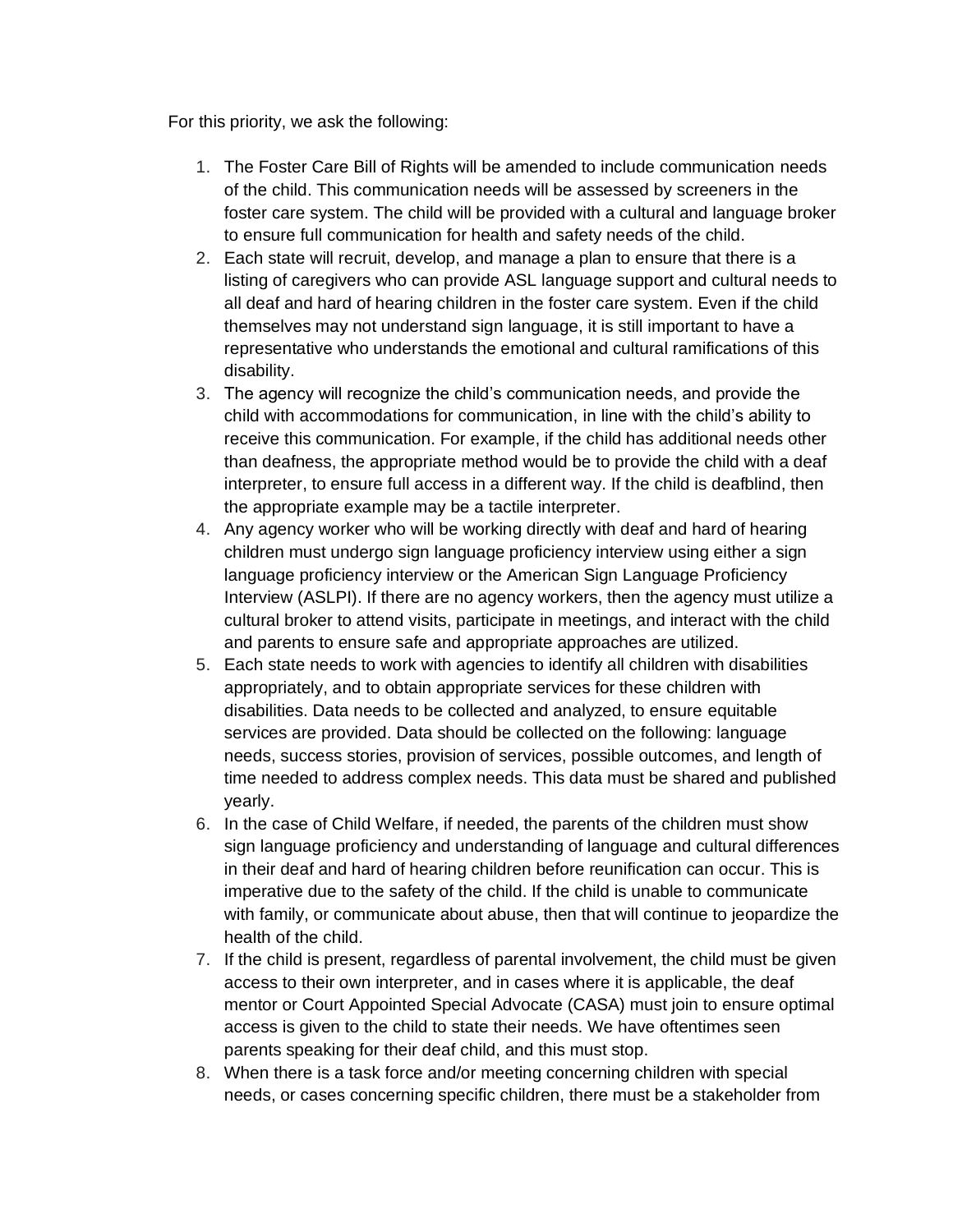For this priority, we ask the following:

1. The Foster Care Bill of Rights will be amended to include communication needs of the child. This communication needs will be assessed by screeners in the foster care system. The child will be provided with a cultural and language broker to ensure full communication for health and safety needs of the child.
2. Each state will recruit, develop, and manage a plan to ensure that there is a listing of caregivers who can provide ASL language support and cultural needs to all deaf and hard of hearing children in the foster care system. Even if the child themselves may not understand sign language, it is still important to have a representative who understands the emotional and cultural ramifications of this disability.
3. The agency will recognize the child's communication needs, and provide the child with accommodations for communication, in line with the child's ability to receive this communication. For example, if the child has additional needs other than deafness, the appropriate method would be to provide the child with a deaf interpreter, to ensure full access in a different way. If the child is deafblind, then the appropriate example may be a tactile interpreter.
4. Any agency worker who will be working directly with deaf and hard of hearing children must undergo sign language proficiency interview using either a sign language proficiency interview or the American Sign Language Proficiency Interview (ASLPI). If there are no agency workers, then the agency must utilize a cultural broker to attend visits, participate in meetings, and interact with the child and parents to ensure safe and appropriate approaches are utilized.
5. Each state needs to work with agencies to identify all children with disabilities appropriately, and to obtain appropriate services for these children with disabilities. Data needs to be collected and analyzed, to ensure equitable services are provided. Data should be collected on the following: language needs, success stories, provision of services, possible outcomes, and length of time needed to address complex needs. This data must be shared and published yearly.
6. In the case of Child Welfare, if needed, the parents of the children must show sign language proficiency and understanding of language and cultural differences in their deaf and hard of hearing children before reunification can occur. This is imperative due to the safety of the child. If the child is unable to communicate with family, or communicate about abuse, then that will continue to jeopardize the health of the child.
7. If the child is present, regardless of parental involvement, the child must be given access to their own interpreter, and in cases where it is applicable, the deaf mentor or Court Appointed Special Advocate (CASA) must join to ensure optimal access is given to the child to state their needs. We have oftentimes seen parents speaking for their deaf child, and this must stop.
8. When there is a task force and/or meeting concerning children with special needs, or cases concerning specific children, there must be a stakeholder from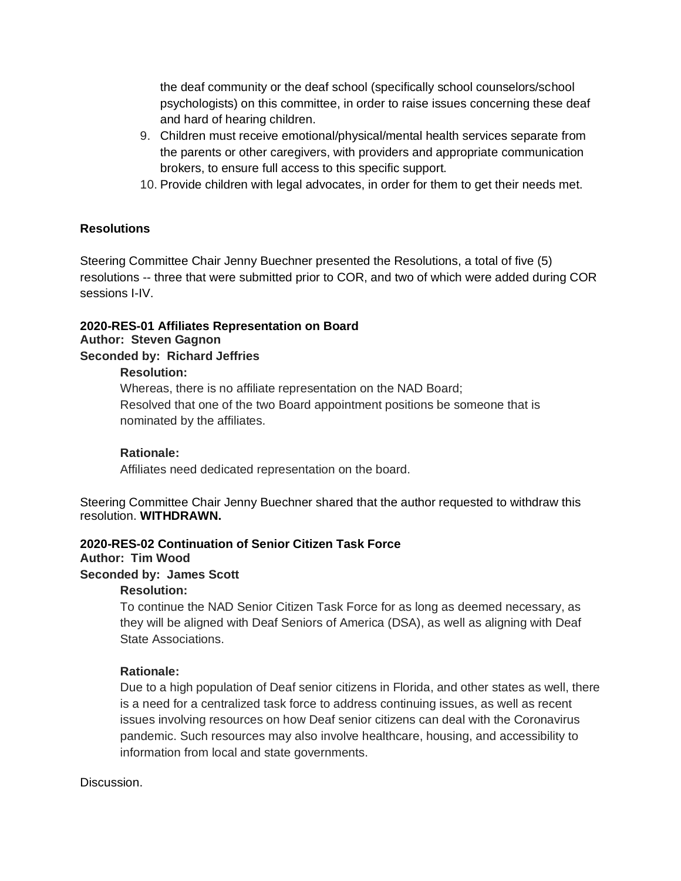the deaf community or the deaf school (specifically school counselors/school psychologists) on this committee, in order to raise issues concerning these deaf and hard of hearing children.

9. Children must receive emotional/physical/mental health services separate from the parents or other caregivers, with providers and appropriate communication brokers, to ensure full access to this specific support.
10. Provide children with legal advocates, in order for them to get their needs met.

**Resolutions**

Steering Committee Chair Jenny Buechner presented the Resolutions, a total of five (5) resolutions -- three that were submitted prior to COR, and two of which were added during COR sessions I-IV.

**2020-RES-01 Affiliates Representation on Board**
**Author: Steven Gagnon**
**Seconded by: Richard Jeffries**

> **Resolution:**
> Whereas, there is no affiliate representation on the NAD Board;
> Resolved that one of the two Board appointment positions be someone that is nominated by the affiliates.
>
> **Rationale:**
> Affiliates need dedicated representation on the board.

Steering Committee Chair Jenny Buechner shared that the author requested to withdraw this resolution. **WITHDRAWN.**

**2020-RES-02 Continuation of Senior Citizen Task Force**
**Author: Tim Wood**
**Seconded by: James Scott**

> **Resolution:**
> To continue the NAD Senior Citizen Task Force for as long as deemed necessary, as they will be aligned with Deaf Seniors of America (DSA), as well as aligning with Deaf State Associations.
>
> **Rationale:**
> Due to a high population of Deaf senior citizens in Florida, and other states as well, there is a need for a centralized task force to address continuing issues, as well as recent issues involving resources on how Deaf senior citizens can deal with the Coronavirus pandemic. Such resources may also involve healthcare, housing, and accessibility to information from local and state governments.

Discussion.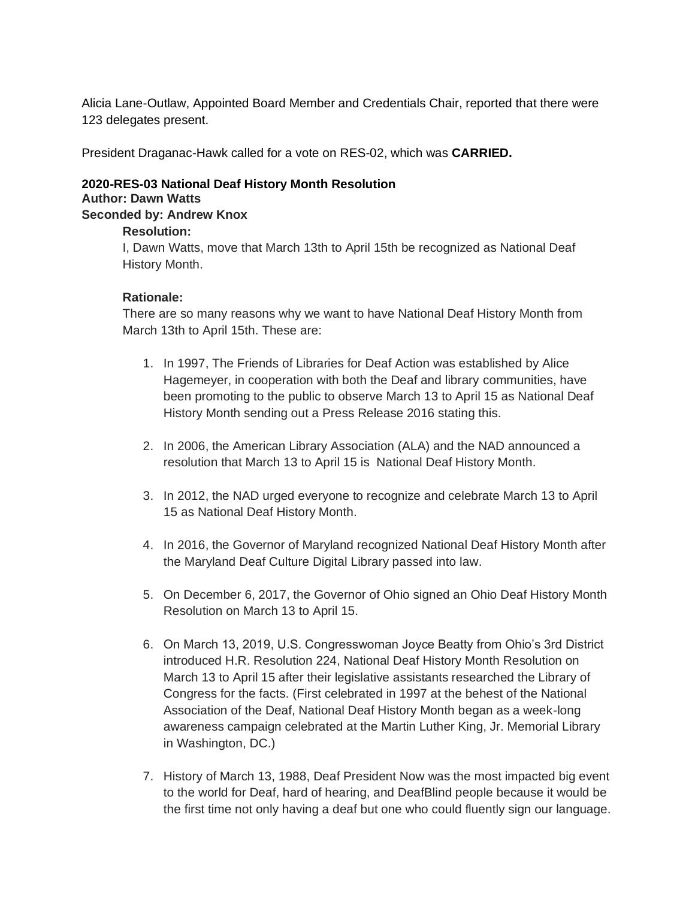Alicia Lane-Outlaw, Appointed Board Member and Credentials Chair, reported that there were 123 delegates present.

President Draganac-Hawk called for a vote on RES-02, which was **CARRIED.**

**2020-RES-03 National Deaf History Month Resolution**
**Author: Dawn Watts**
**Seconded by: Andrew Knox**

**Resolution:**
I, Dawn Watts, move that March 13th to April 15th be recognized as National Deaf History Month.

**Rationale:**
There are so many reasons why we want to have National Deaf History Month from March 13th to April 15th. These are:

1. In 1997, The Friends of Libraries for Deaf Action was established by Alice Hagemeyer, in cooperation with both the Deaf and library communities, have been promoting to the public to observe March 13 to April 15 as National Deaf History Month sending out a Press Release 2016 stating this.

2. In 2006, the American Library Association (ALA) and the NAD announced a resolution that March 13 to April 15 is National Deaf History Month.

3. In 2012, the NAD urged everyone to recognize and celebrate March 13 to April 15 as National Deaf History Month.

4. In 2016, the Governor of Maryland recognized National Deaf History Month after the Maryland Deaf Culture Digital Library passed into law.

5. On December 6, 2017, the Governor of Ohio signed an Ohio Deaf History Month Resolution on March 13 to April 15.

6. On March 13, 2019, U.S. Congresswoman Joyce Beatty from Ohio's 3rd District introduced H.R. Resolution 224, National Deaf History Month Resolution on March 13 to April 15 after their legislative assistants researched the Library of Congress for the facts. (First celebrated in 1997 at the behest of the National Association of the Deaf, National Deaf History Month began as a week-long awareness campaign celebrated at the Martin Luther King, Jr. Memorial Library in Washington, DC.)

7. History of March 13, 1988, Deaf President Now was the most impacted big event to the world for Deaf, hard of hearing, and DeafBlind people because it would be the first time not only having a deaf but one who could fluently sign our language.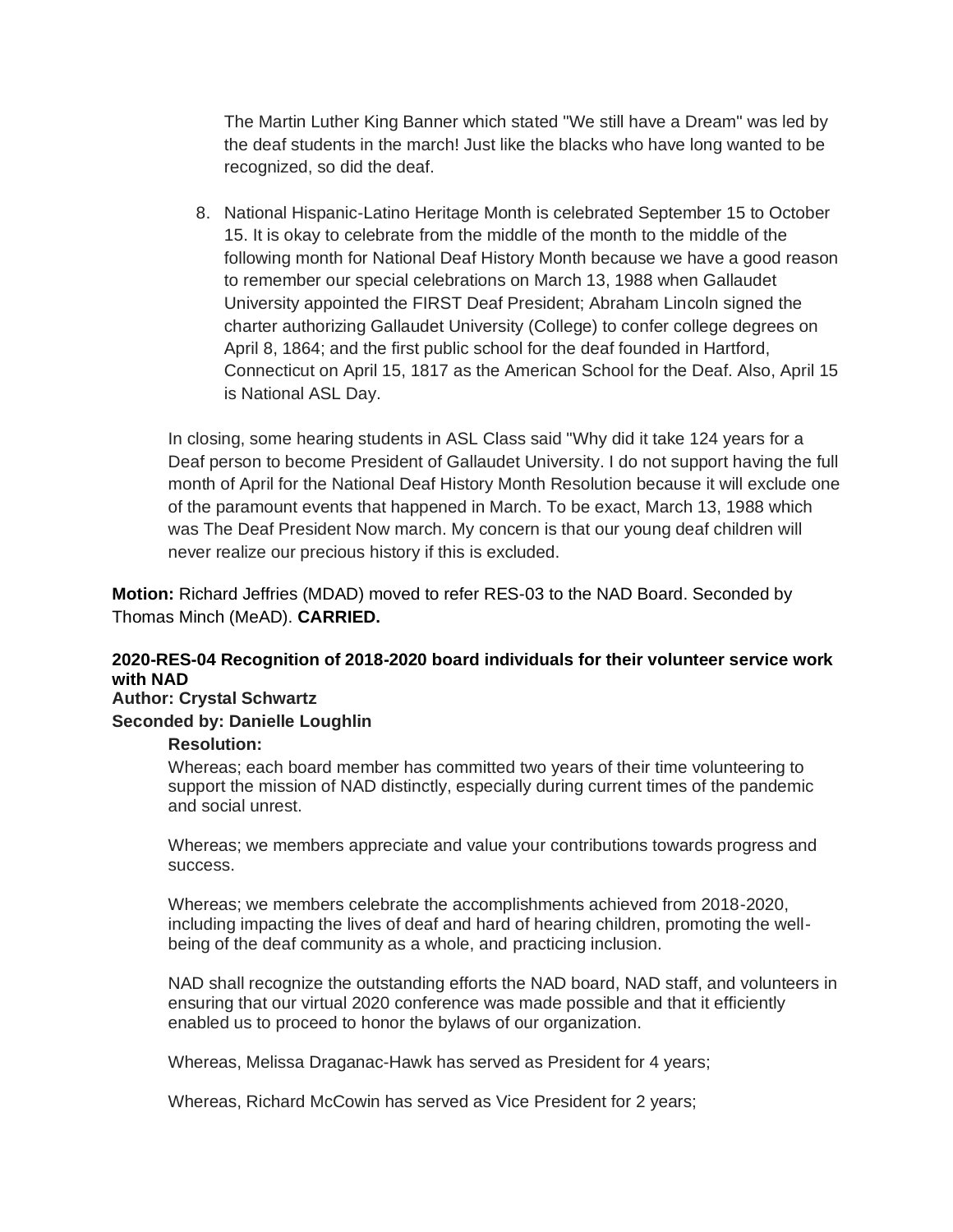The Martin Luther King Banner which stated "We still have a Dream" was led by the deaf students in the march! Just like the blacks who have long wanted to be recognized, so did the deaf.

8. National Hispanic-Latino Heritage Month is celebrated September 15 to October 15. It is okay to celebrate from the middle of the month to the middle of the following month for National Deaf History Month because we have a good reason to remember our special celebrations on March 13, 1988 when Gallaudet University appointed the FIRST Deaf President; Abraham Lincoln signed the charter authorizing Gallaudet University (College) to confer college degrees on April 8, 1864; and the first public school for the deaf founded in Hartford, Connecticut on April 15, 1817 as the American School for the Deaf. Also, April 15 is National ASL Day.

In closing, some hearing students in ASL Class said "Why did it take 124 years for a Deaf person to become President of Gallaudet University. I do not support having the full month of April for the National Deaf History Month Resolution because it will exclude one of the paramount events that happened in March. To be exact, March 13, 1988 which was The Deaf President Now march. My concern is that our young deaf children will never realize our precious history if this is excluded.

**Motion:** Richard Jeffries (MDAD) moved to refer RES-03 to the NAD Board. Seconded by Thomas Minch (MeAD). **CARRIED.**

**2020-RES-04 Recognition of 2018-2020 board individuals for their volunteer service work with NAD**
**Author: Crystal Schwartz**
**Seconded by: Danielle Loughlin**

**Resolution:**

Whereas; each board member has committed two years of their time volunteering to support the mission of NAD distinctly, especially during current times of the pandemic and social unrest.

Whereas; we members appreciate and value your contributions towards progress and success.

Whereas; we members celebrate the accomplishments achieved from 2018-2020, including impacting the lives of deaf and hard of hearing children, promoting the well-being of the deaf community as a whole, and practicing inclusion.

NAD shall recognize the outstanding efforts the NAD board, NAD staff, and volunteers in ensuring that our virtual 2020 conference was made possible and that it efficiently enabled us to proceed to honor the bylaws of our organization.

Whereas, Melissa Draganac-Hawk has served as President for 4 years;

Whereas, Richard McCowin has served as Vice President for 2 years;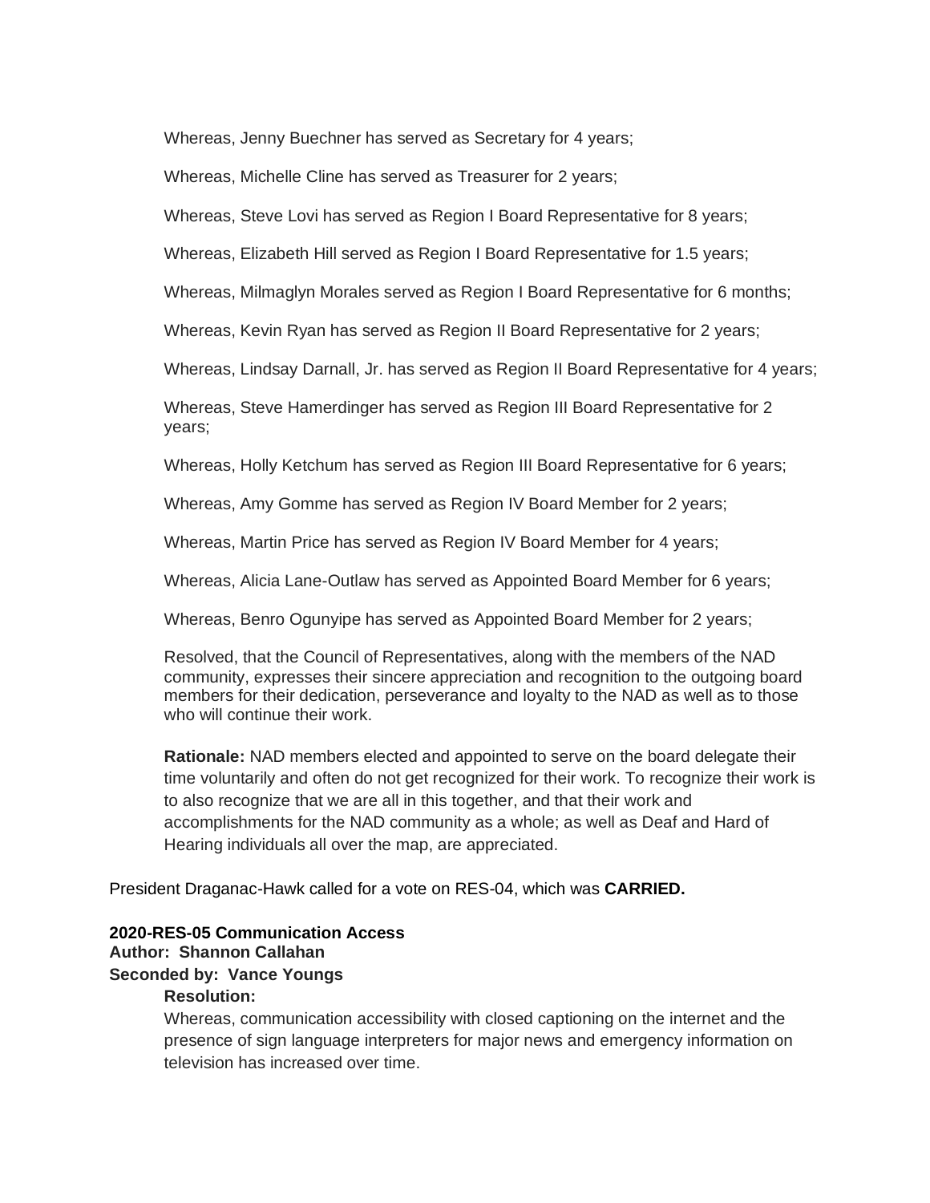Whereas, Jenny Buechner has served as Secretary for 4 years;

Whereas, Michelle Cline has served as Treasurer for 2 years;

Whereas, Steve Lovi has served as Region I Board Representative for 8 years;

Whereas, Elizabeth Hill served as Region I Board Representative for 1.5 years;

Whereas, Milmaglyn Morales served as Region I Board Representative for 6 months;

Whereas, Kevin Ryan has served as Region II Board Representative for 2 years;

Whereas, Lindsay Darnall, Jr. has served as Region II Board Representative for 4 years;

Whereas, Steve Hamerdinger has served as Region III Board Representative for 2 years;

Whereas, Holly Ketchum has served as Region III Board Representative for 6 years;

Whereas, Amy Gomme has served as Region IV Board Member for 2 years;

Whereas, Martin Price has served as Region IV Board Member for 4 years;

Whereas, Alicia Lane-Outlaw has served as Appointed Board Member for 6 years;

Whereas, Benro Ogunyipe has served as Appointed Board Member for 2 years;

Resolved, that the Council of Representatives, along with the members of the NAD community, expresses their sincere appreciation and recognition to the outgoing board members for their dedication, perseverance and loyalty to the NAD as well as to those who will continue their work.

**Rationale:** NAD members elected and appointed to serve on the board delegate their time voluntarily and often do not get recognized for their work. To recognize their work is to also recognize that we are all in this together, and that their work and accomplishments for the NAD community as a whole; as well as Deaf and Hard of Hearing individuals all over the map, are appreciated.

President Draganac-Hawk called for a vote on RES-04, which was **CARRIED.**

**2020-RES-05 Communication Access**
**Author: Shannon Callahan**
**Seconded by: Vance Youngs**

**Resolution:**

Whereas, communication accessibility with closed captioning on the internet and the presence of sign language interpreters for major news and emergency information on television has increased over time.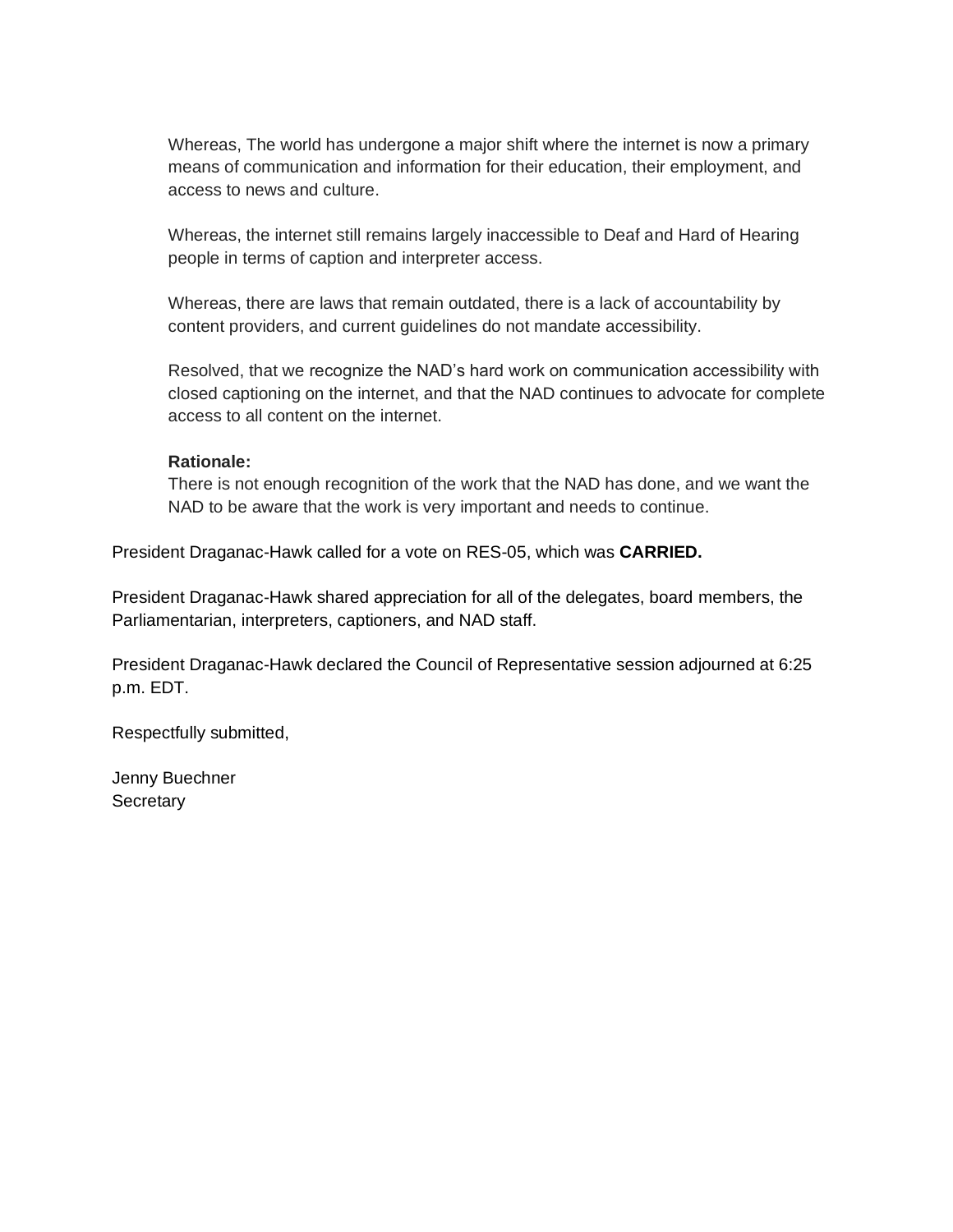Whereas, The world has undergone a major shift where the internet is now a primary means of communication and information for their education, their employment, and access to news and culture.

Whereas, the internet still remains largely inaccessible to Deaf and Hard of Hearing people in terms of caption and interpreter access.

Whereas, there are laws that remain outdated, there is a lack of accountability by content providers, and current guidelines do not mandate accessibility.

Resolved, that we recognize the NAD's hard work on communication accessibility with closed captioning on the internet, and that the NAD continues to advocate for complete access to all content on the internet.

**Rationale:**
There is not enough recognition of the work that the NAD has done, and we want the NAD to be aware that the work is very important and needs to continue.

President Draganac-Hawk called for a vote on RES-05, which was **CARRIED.**

President Draganac-Hawk shared appreciation for all of the delegates, board members, the Parliamentarian, interpreters, captioners, and NAD staff.

President Draganac-Hawk declared the Council of Representative session adjourned at 6:25 p.m. EDT.

Respectfully submitted,

Jenny Buechner
Secretary